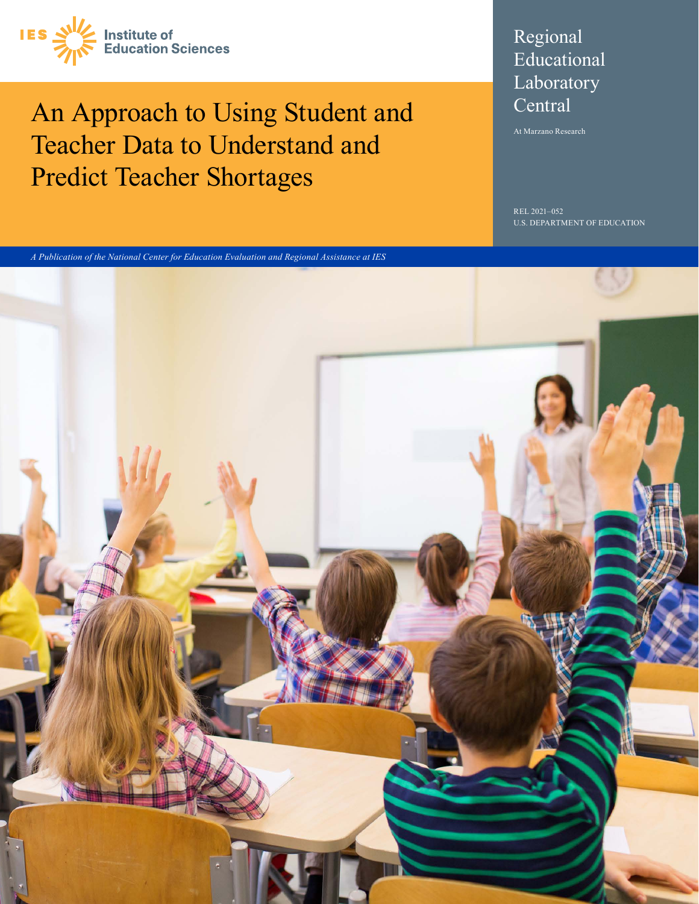IES Institute of Education Sciences

# An Approach to Using Student and Teacher Data to Understand and Predict Teacher Shortages

Regional Educational Laboratory Central

At Marzano Research

REL 2021–052

U.S. DEPARTMENT OF EDUCATION

*A Publication of the National Center for Education Evaluation and Regional Assistance at IES*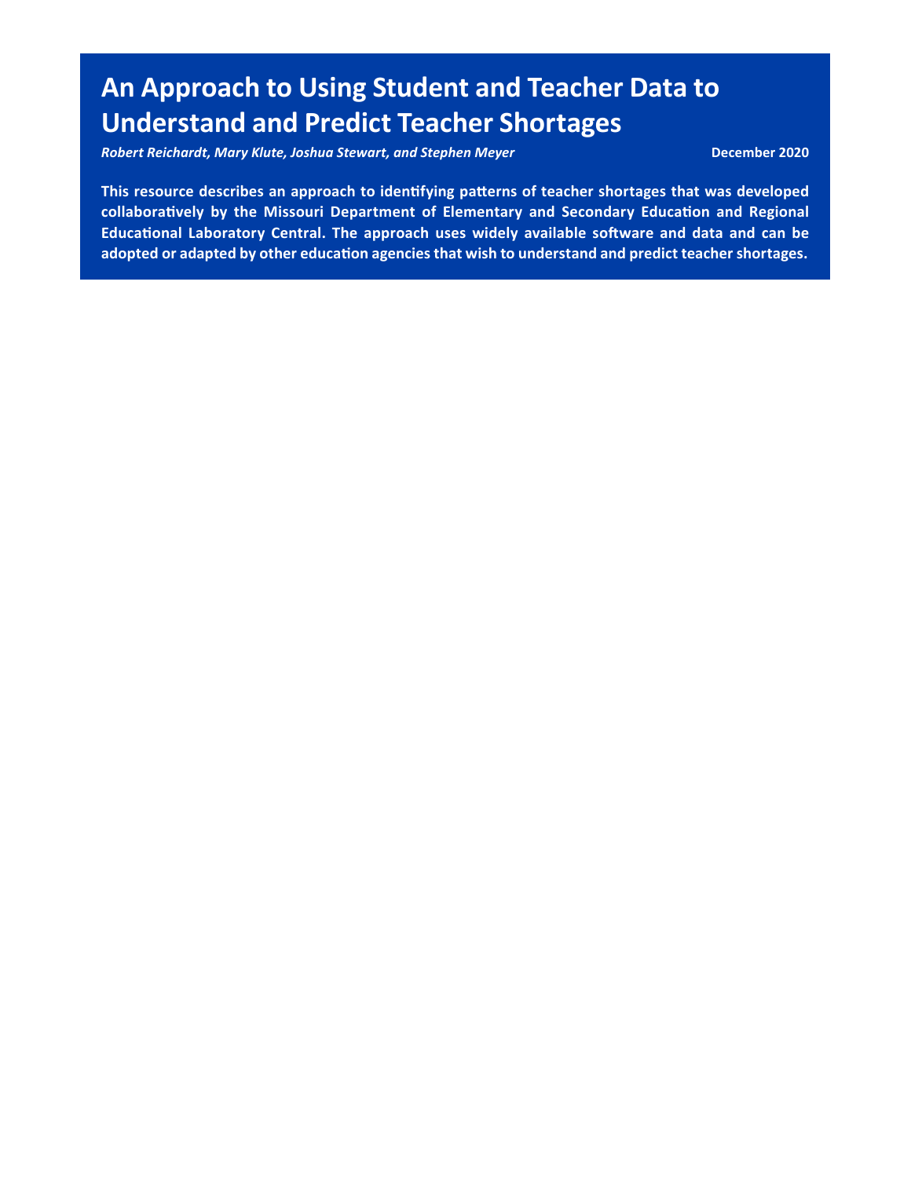# An Approach to Using Student and Teacher Data to Understand and Predict Teacher Shortages

***Robert Reichardt, Mary Klute, Joshua Stewart, and Stephen Meyer*** **December 2020**

**This resource describes an approach to identifying patterns of teacher shortages that was developed collaboratively by the Missouri Department of Elementary and Secondary Education and Regional Educational Laboratory Central. The approach uses widely available software and data and can be adopted or adapted by other education agencies that wish to understand and predict teacher shortages.**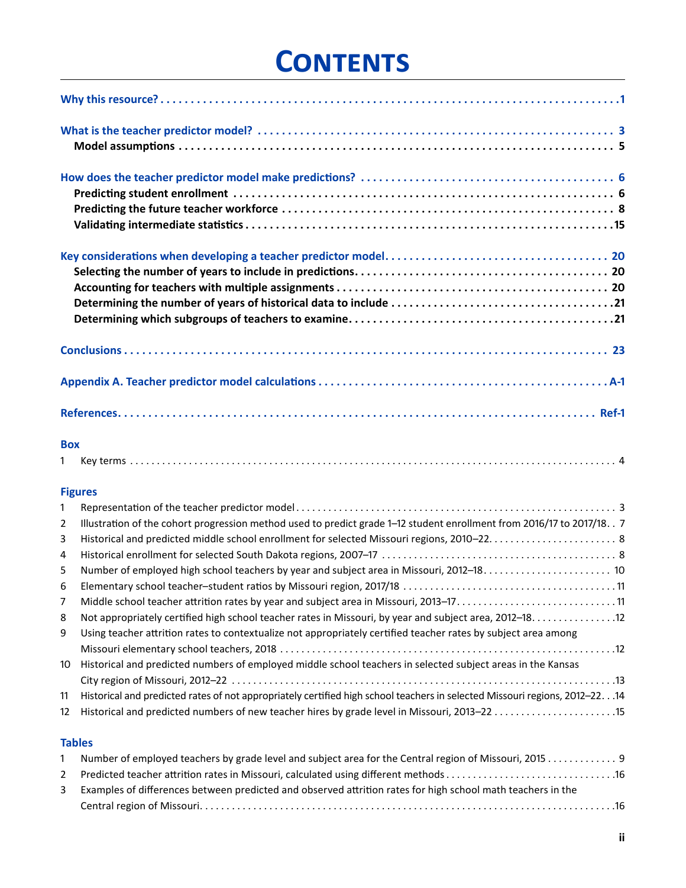# Contents

**Why this resource?** 1

**What is the teacher predictor model?** 3

- **Model assumptions** 5

**How does the teacher predictor model make predictions?** 6

- **Predicting student enrollment** 6
- **Predicting the future teacher workforce** 8
- **Validating intermediate statistics** 15

**Key considerations when developing a teacher predictor model** 20

- **Selecting the number of years to include in predictions** 20
- **Accounting for teachers with multiple assignments** 20
- **Determining the number of years of historical data to include** 21
- **Determining which subgroups of teachers to examine** 21

**Conclusions** 23

**Appendix A. Teacher predictor model calculations** A-1

**References** Ref-1

### Box

1 Key terms 4

### Figures

1 Representation of the teacher predictor model 3
2 Illustration of the cohort progression method used to predict grade 1–12 student enrollment from 2016/17 to 2017/18 7
3 Historical and predicted middle school enrollment for selected Missouri regions, 2010–22 8
4 Historical enrollment for selected South Dakota regions, 2007–17 8
5 Number of employed high school teachers by year and subject area in Missouri, 2012–18 10
6 Elementary school teacher–student ratios by Missouri region, 2017/18 11
7 Middle school teacher attrition rates by year and subject area in Missouri, 2013–17 11
8 Not appropriately certified high school teacher rates in Missouri, by year and subject area, 2012–18 12
9 Using teacher attrition rates to contextualize not appropriately certified teacher rates by subject area among Missouri elementary school teachers, 2018 12
10 Historical and predicted numbers of employed middle school teachers in selected subject areas in the Kansas City region of Missouri, 2012–22 13
11 Historical and predicted rates of not appropriately certified high school teachers in selected Missouri regions, 2012–22 14
12 Historical and predicted numbers of new teacher hires by grade level in Missouri, 2013–22 15

### Tables

1 Number of employed teachers by grade level and subject area for the Central region of Missouri, 2015 9
2 Predicted teacher attrition rates in Missouri, calculated using different methods 16
3 Examples of differences between predicted and observed attrition rates for high school math teachers in the Central region of Missouri 16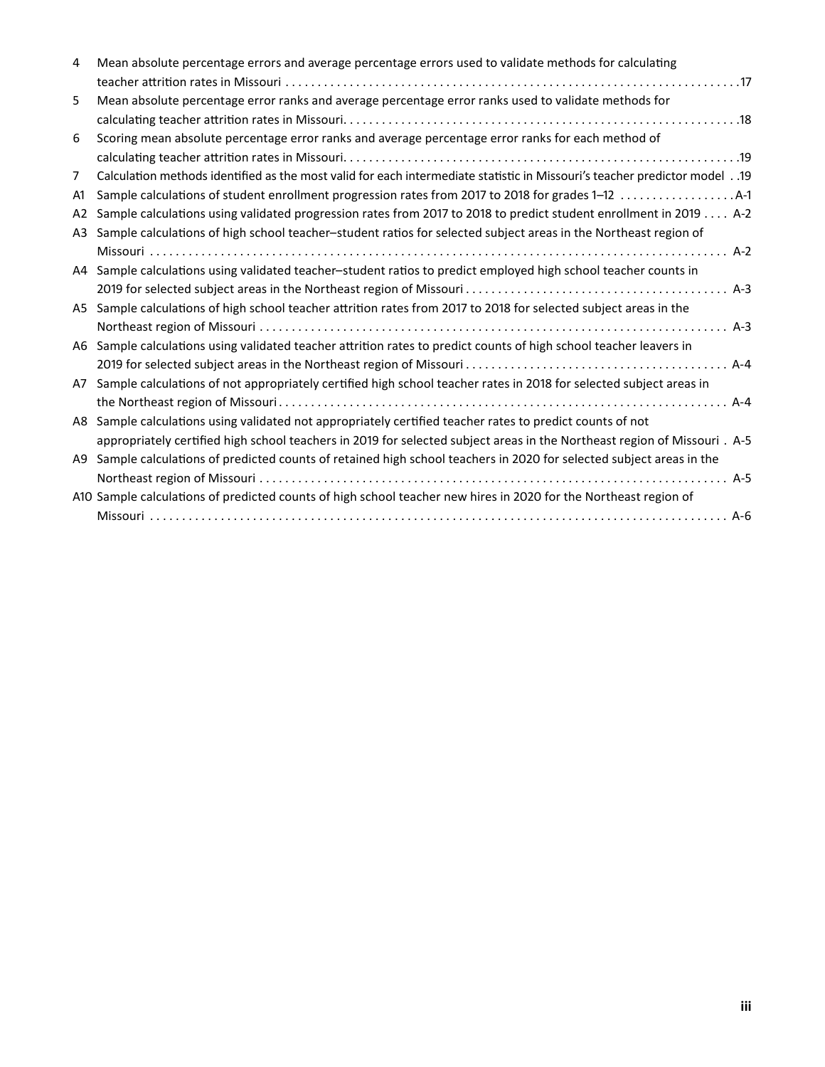| | | |
|---|---|---|
| 4 | Mean absolute percentage errors and average percentage errors used to validate methods for calculating teacher attrition rates in Missouri | 17 |
| 5 | Mean absolute percentage error ranks and average percentage error ranks used to validate methods for calculating teacher attrition rates in Missouri | 18 |
| 6 | Scoring mean absolute percentage error ranks and average percentage error ranks for each method of calculating teacher attrition rates in Missouri | 19 |
| 7 | Calculation methods identified as the most valid for each intermediate statistic in Missouri's teacher predictor model | 19 |
| A1 | Sample calculations of student enrollment progression rates from 2017 to 2018 for grades 1–12 | A-1 |
| A2 | Sample calculations using validated progression rates from 2017 to 2018 to predict student enrollment in 2019 | A-2 |
| A3 | Sample calculations of high school teacher–student ratios for selected subject areas in the Northeast region of Missouri | A-2 |
| A4 | Sample calculations using validated teacher–student ratios to predict employed high school teacher counts in 2019 for selected subject areas in the Northeast region of Missouri | A-3 |
| A5 | Sample calculations of high school teacher attrition rates from 2017 to 2018 for selected subject areas in the Northeast region of Missouri | A-3 |
| A6 | Sample calculations using validated teacher attrition rates to predict counts of high school teacher leavers in 2019 for selected subject areas in the Northeast region of Missouri | A-4 |
| A7 | Sample calculations of not appropriately certified high school teacher rates in 2018 for selected subject areas in the Northeast region of Missouri | A-4 |
| A8 | Sample calculations using validated not appropriately certified teacher rates to predict counts of not appropriately certified high school teachers in 2019 for selected subject areas in the Northeast region of Missouri | A-5 |
| A9 | Sample calculations of predicted counts of retained high school teachers in 2020 for selected subject areas in the Northeast region of Missouri | A-5 |
| A10 | Sample calculations of predicted counts of high school teacher new hires in 2020 for the Northeast region of Missouri | A-6 |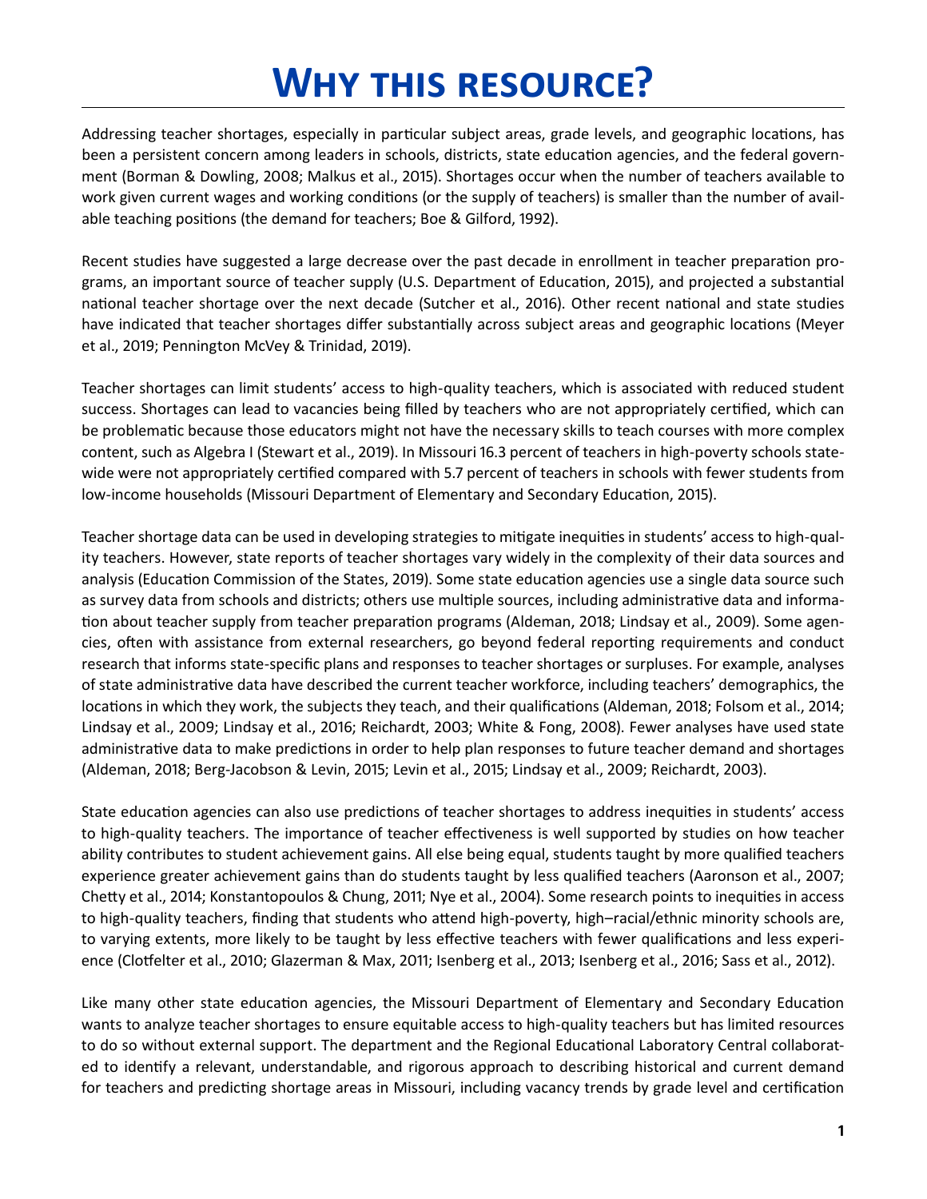# Why this resource?

Addressing teacher shortages, especially in particular subject areas, grade levels, and geographic locations, has been a persistent concern among leaders in schools, districts, state education agencies, and the federal government (Borman & Dowling, 2008; Malkus et al., 2015). Shortages occur when the number of teachers available to work given current wages and working conditions (or the supply of teachers) is smaller than the number of available teaching positions (the demand for teachers; Boe & Gilford, 1992).

Recent studies have suggested a large decrease over the past decade in enrollment in teacher preparation programs, an important source of teacher supply (U.S. Department of Education, 2015), and projected a substantial national teacher shortage over the next decade (Sutcher et al., 2016). Other recent national and state studies have indicated that teacher shortages differ substantially across subject areas and geographic locations (Meyer et al., 2019; Pennington McVey & Trinidad, 2019).

Teacher shortages can limit students' access to high-quality teachers, which is associated with reduced student success. Shortages can lead to vacancies being filled by teachers who are not appropriately certified, which can be problematic because those educators might not have the necessary skills to teach courses with more complex content, such as Algebra I (Stewart et al., 2019). In Missouri 16.3 percent of teachers in high-poverty schools statewide were not appropriately certified compared with 5.7 percent of teachers in schools with fewer students from low-income households (Missouri Department of Elementary and Secondary Education, 2015).

Teacher shortage data can be used in developing strategies to mitigate inequities in students' access to high-quality teachers. However, state reports of teacher shortages vary widely in the complexity of their data sources and analysis (Education Commission of the States, 2019). Some state education agencies use a single data source such as survey data from schools and districts; others use multiple sources, including administrative data and information about teacher supply from teacher preparation programs (Aldeman, 2018; Lindsay et al., 2009). Some agencies, often with assistance from external researchers, go beyond federal reporting requirements and conduct research that informs state-specific plans and responses to teacher shortages or surpluses. For example, analyses of state administrative data have described the current teacher workforce, including teachers' demographics, the locations in which they work, the subjects they teach, and their qualifications (Aldeman, 2018; Folsom et al., 2014; Lindsay et al., 2009; Lindsay et al., 2016; Reichardt, 2003; White & Fong, 2008). Fewer analyses have used state administrative data to make predictions in order to help plan responses to future teacher demand and shortages (Aldeman, 2018; Berg-Jacobson & Levin, 2015; Levin et al., 2015; Lindsay et al., 2009; Reichardt, 2003).

State education agencies can also use predictions of teacher shortages to address inequities in students' access to high-quality teachers. The importance of teacher effectiveness is well supported by studies on how teacher ability contributes to student achievement gains. All else being equal, students taught by more qualified teachers experience greater achievement gains than do students taught by less qualified teachers (Aaronson et al., 2007; Chetty et al., 2014; Konstantopoulos & Chung, 2011; Nye et al., 2004). Some research points to inequities in access to high-quality teachers, finding that students who attend high-poverty, high–racial/ethnic minority schools are, to varying extents, more likely to be taught by less effective teachers with fewer qualifications and less experience (Clotfelter et al., 2010; Glazerman & Max, 2011; Isenberg et al., 2013; Isenberg et al., 2016; Sass et al., 2012).

Like many other state education agencies, the Missouri Department of Elementary and Secondary Education wants to analyze teacher shortages to ensure equitable access to high-quality teachers but has limited resources to do so without external support. The department and the Regional Educational Laboratory Central collaborated to identify a relevant, understandable, and rigorous approach to describing historical and current demand for teachers and predicting shortage areas in Missouri, including vacancy trends by grade level and certification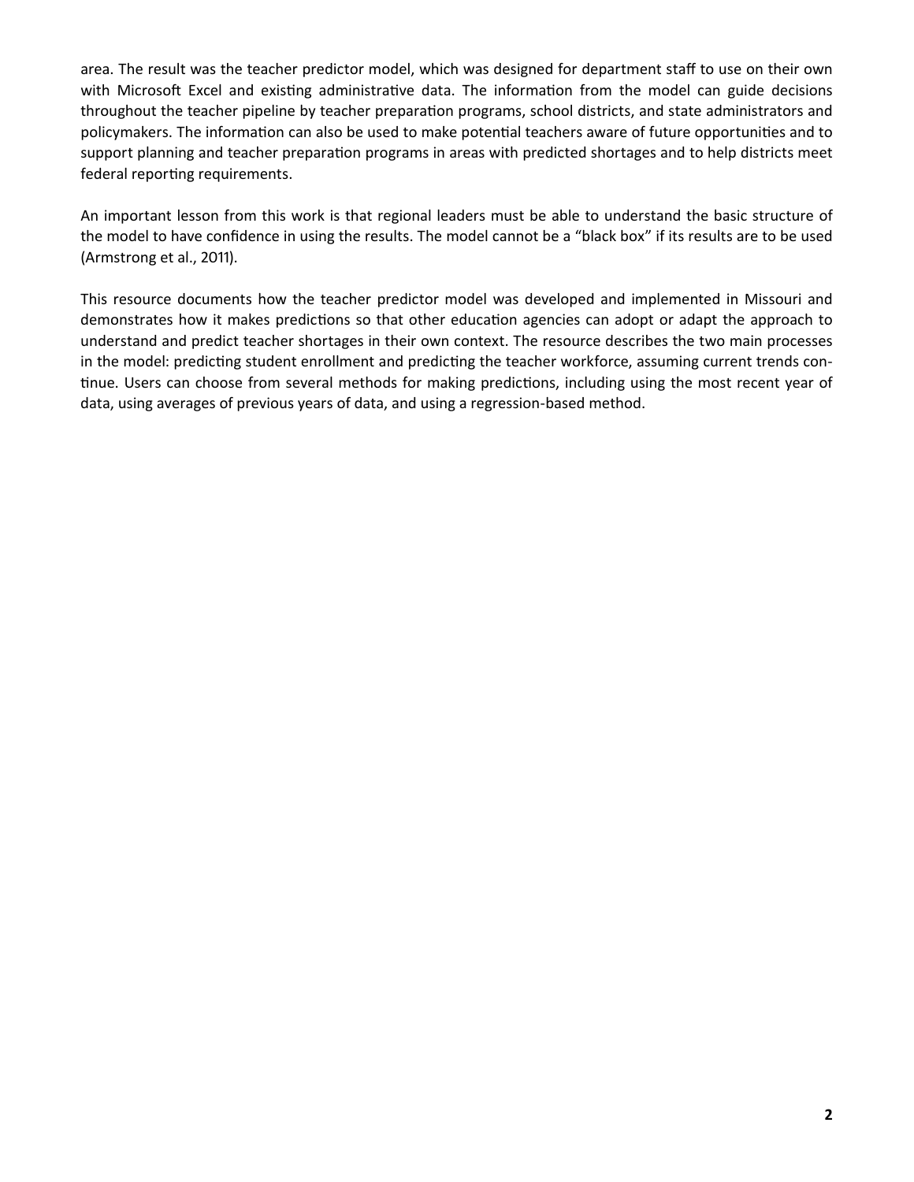area. The result was the teacher predictor model, which was designed for department staff to use on their own with Microsoft Excel and existing administrative data. The information from the model can guide decisions throughout the teacher pipeline by teacher preparation programs, school districts, and state administrators and policymakers. The information can also be used to make potential teachers aware of future opportunities and to support planning and teacher preparation programs in areas with predicted shortages and to help districts meet federal reporting requirements.

An important lesson from this work is that regional leaders must be able to understand the basic structure of the model to have confidence in using the results. The model cannot be a "black box" if its results are to be used (Armstrong et al., 2011).

This resource documents how the teacher predictor model was developed and implemented in Missouri and demonstrates how it makes predictions so that other education agencies can adopt or adapt the approach to understand and predict teacher shortages in their own context. The resource describes the two main processes in the model: predicting student enrollment and predicting the teacher workforce, assuming current trends continue. Users can choose from several methods for making predictions, including using the most recent year of data, using averages of previous years of data, and using a regression-based method.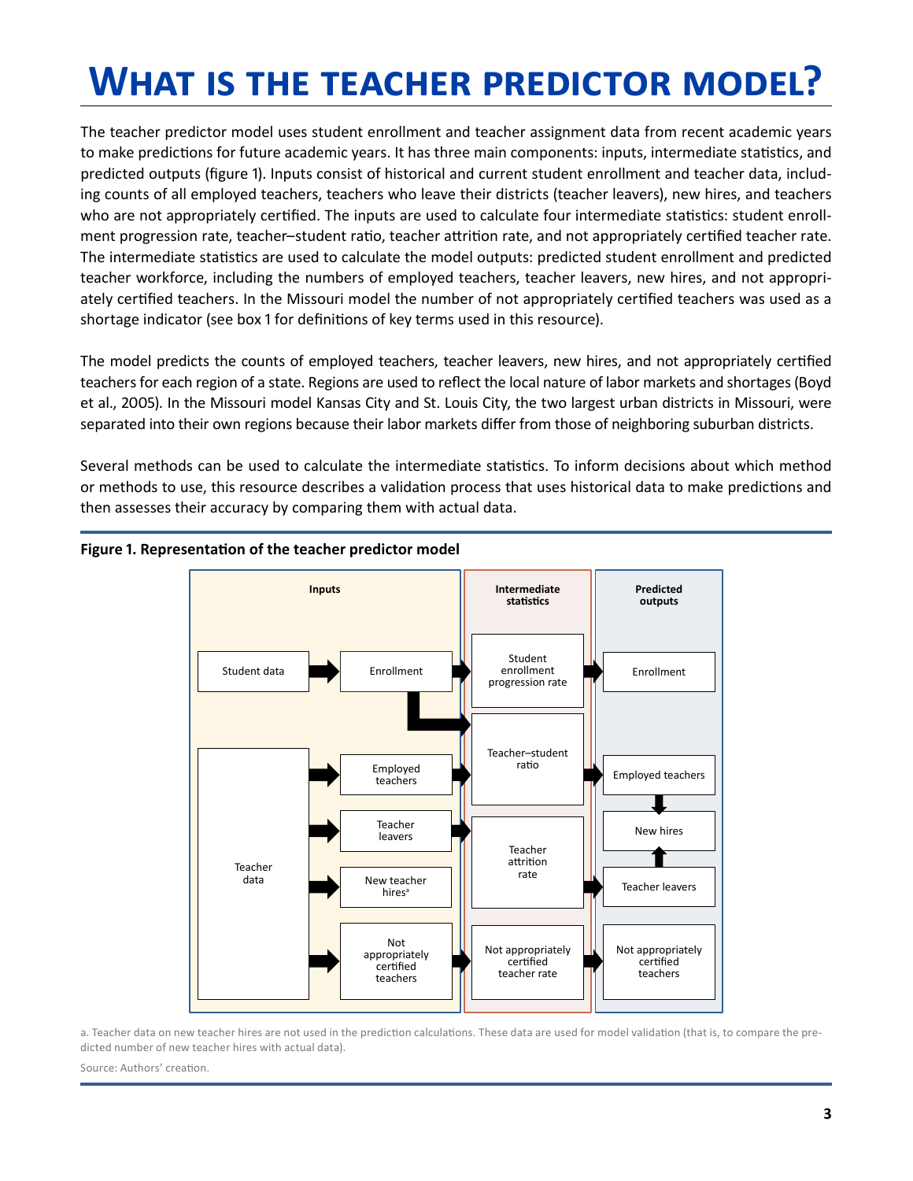# What is the teacher predictor model?

The teacher predictor model uses student enrollment and teacher assignment data from recent academic years to make predictions for future academic years. It has three main components: inputs, intermediate statistics, and predicted outputs (figure 1). Inputs consist of historical and current student enrollment and teacher data, including counts of all employed teachers, teachers who leave their districts (teacher leavers), new hires, and teachers who are not appropriately certified. The inputs are used to calculate four intermediate statistics: student enrollment progression rate, teacher–student ratio, teacher attrition rate, and not appropriately certified teacher rate. The intermediate statistics are used to calculate the model outputs: predicted student enrollment and predicted teacher workforce, including the numbers of employed teachers, teacher leavers, new hires, and not appropriately certified teachers. In the Missouri model the number of not appropriately certified teachers was used as a shortage indicator (see box 1 for definitions of key terms used in this resource).

The model predicts the counts of employed teachers, teacher leavers, new hires, and not appropriately certified teachers for each region of a state. Regions are used to reflect the local nature of labor markets and shortages (Boyd et al., 2005). In the Missouri model Kansas City and St. Louis City, the two largest urban districts in Missouri, were separated into their own regions because their labor markets differ from those of neighboring suburban districts.

Several methods can be used to calculate the intermediate statistics. To inform decisions about which method or methods to use, this resource describes a validation process that uses historical data to make predictions and then assesses their accuracy by comparing them with actual data.

**Figure 1. Representation of the teacher predictor model**

| Inputs | | Intermediate statistics | Predicted outputs |
|---|---|---|---|
| Student data | Enrollment | Student enrollment progression rate | Enrollment |
| Teacher data | Employed teachers | Teacher–student ratio | Employed teachers |
| | Teacher leavers | Teacher attrition rate | Teacher leavers |
| | New teacher hires[a] | | New hires |
| | Not appropriately certified teachers | Not appropriately certified teacher rate | Not appropriately certified teachers |

a. Teacher data on new teacher hires are not used in the prediction calculations. These data are used for model validation (that is, to compare the predicted number of new teacher hires with actual data).

Source: Authors' creation.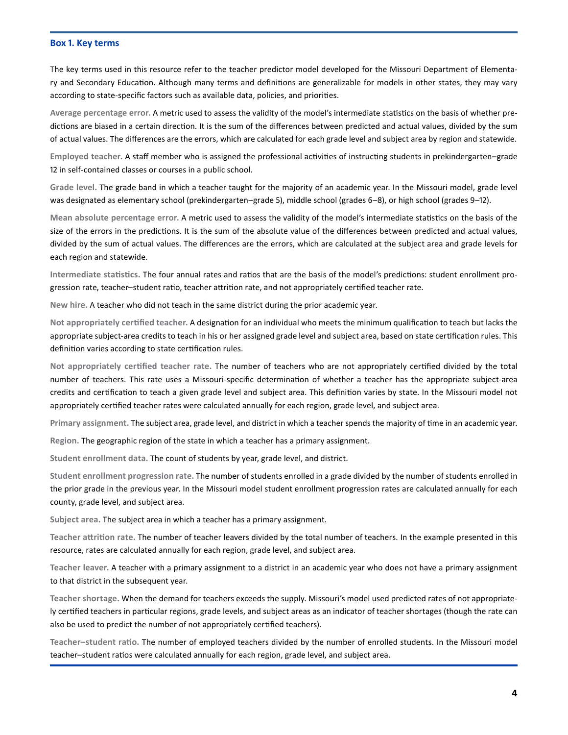### Box 1. Key terms

The key terms used in this resource refer to the teacher predictor model developed for the Missouri Department of Elementary and Secondary Education. Although many terms and definitions are generalizable for models in other states, they may vary according to state-specific factors such as available data, policies, and priorities.

**Average percentage error.** A metric used to assess the validity of the model's intermediate statistics on the basis of whether predictions are biased in a certain direction. It is the sum of the differences between predicted and actual values, divided by the sum of actual values. The differences are the errors, which are calculated for each grade level and subject area by region and statewide.

**Employed teacher.** A staff member who is assigned the professional activities of instructing students in prekindergarten–grade 12 in self-contained classes or courses in a public school.

**Grade level.** The grade band in which a teacher taught for the majority of an academic year. In the Missouri model, grade level was designated as elementary school (prekindergarten–grade 5), middle school (grades 6–8), or high school (grades 9–12).

**Mean absolute percentage error.** A metric used to assess the validity of the model's intermediate statistics on the basis of the size of the errors in the predictions. It is the sum of the absolute value of the differences between predicted and actual values, divided by the sum of actual values. The differences are the errors, which are calculated at the subject area and grade levels for each region and statewide.

**Intermediate statistics.** The four annual rates and ratios that are the basis of the model's predictions: student enrollment progression rate, teacher–student ratio, teacher attrition rate, and not appropriately certified teacher rate.

**New hire.** A teacher who did not teach in the same district during the prior academic year.

**Not appropriately certified teacher.** A designation for an individual who meets the minimum qualification to teach but lacks the appropriate subject-area credits to teach in his or her assigned grade level and subject area, based on state certification rules. This definition varies according to state certification rules.

**Not appropriately certified teacher rate.** The number of teachers who are not appropriately certified divided by the total number of teachers. This rate uses a Missouri-specific determination of whether a teacher has the appropriate subject-area credits and certification to teach a given grade level and subject area. This definition varies by state. In the Missouri model not appropriately certified teacher rates were calculated annually for each region, grade level, and subject area.

**Primary assignment.** The subject area, grade level, and district in which a teacher spends the majority of time in an academic year.

**Region.** The geographic region of the state in which a teacher has a primary assignment.

**Student enrollment data.** The count of students by year, grade level, and district.

**Student enrollment progression rate.** The number of students enrolled in a grade divided by the number of students enrolled in the prior grade in the previous year. In the Missouri model student enrollment progression rates are calculated annually for each county, grade level, and subject area.

**Subject area.** The subject area in which a teacher has a primary assignment.

**Teacher attrition rate.** The number of teacher leavers divided by the total number of teachers. In the example presented in this resource, rates are calculated annually for each region, grade level, and subject area.

**Teacher leaver.** A teacher with a primary assignment to a district in an academic year who does not have a primary assignment to that district in the subsequent year.

**Teacher shortage.** When the demand for teachers exceeds the supply. Missouri's model used predicted rates of not appropriately certified teachers in particular regions, grade levels, and subject areas as an indicator of teacher shortages (though the rate can also be used to predict the number of not appropriately certified teachers).

**Teacher–student ratio.** The number of employed teachers divided by the number of enrolled students. In the Missouri model teacher–student ratios were calculated annually for each region, grade level, and subject area.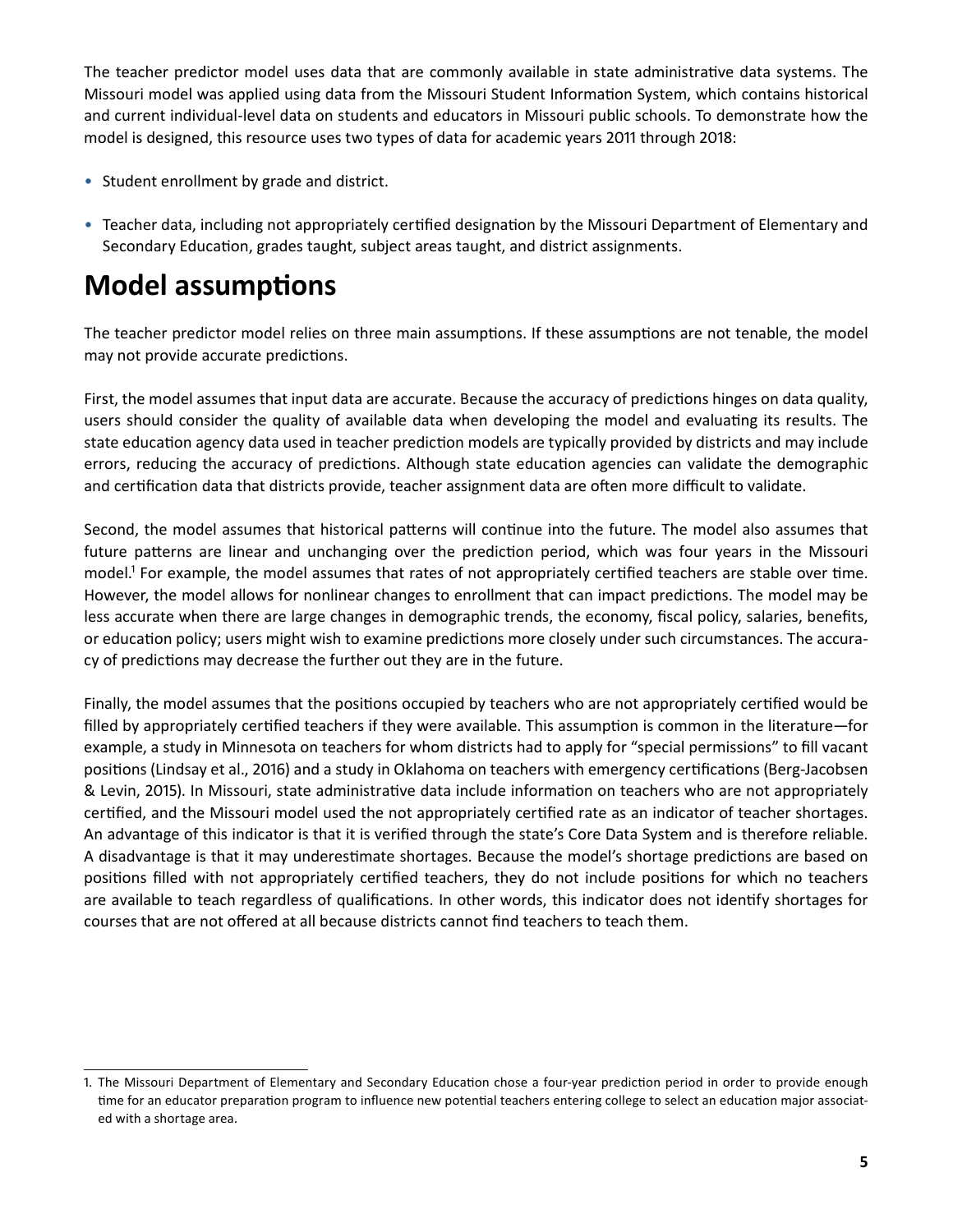The teacher predictor model uses data that are commonly available in state administrative data systems. The Missouri model was applied using data from the Missouri Student Information System, which contains historical and current individual-level data on students and educators in Missouri public schools. To demonstrate how the model is designed, this resource uses two types of data for academic years 2011 through 2018:

- Student enrollment by grade and district.
- Teacher data, including not appropriately certified designation by the Missouri Department of Elementary and Secondary Education, grades taught, subject areas taught, and district assignments.

# Model assumptions

The teacher predictor model relies on three main assumptions. If these assumptions are not tenable, the model may not provide accurate predictions.

First, the model assumes that input data are accurate. Because the accuracy of predictions hinges on data quality, users should consider the quality of available data when developing the model and evaluating its results. The state education agency data used in teacher prediction models are typically provided by districts and may include errors, reducing the accuracy of predictions. Although state education agencies can validate the demographic and certification data that districts provide, teacher assignment data are often more difficult to validate.

Second, the model assumes that historical patterns will continue into the future. The model also assumes that future patterns are linear and unchanging over the prediction period, which was four years in the Missouri model.[1] For example, the model assumes that rates of not appropriately certified teachers are stable over time. However, the model allows for nonlinear changes to enrollment that can impact predictions. The model may be less accurate when there are large changes in demographic trends, the economy, fiscal policy, salaries, benefits, or education policy; users might wish to examine predictions more closely under such circumstances. The accuracy of predictions may decrease the further out they are in the future.

Finally, the model assumes that the positions occupied by teachers who are not appropriately certified would be filled by appropriately certified teachers if they were available. This assumption is common in the literature—for example, a study in Minnesota on teachers for whom districts had to apply for "special permissions" to fill vacant positions (Lindsay et al., 2016) and a study in Oklahoma on teachers with emergency certifications (Berg-Jacobsen & Levin, 2015). In Missouri, state administrative data include information on teachers who are not appropriately certified, and the Missouri model used the not appropriately certified rate as an indicator of teacher shortages. An advantage of this indicator is that it is verified through the state's Core Data System and is therefore reliable. A disadvantage is that it may underestimate shortages. Because the model's shortage predictions are based on positions filled with not appropriately certified teachers, they do not include positions for which no teachers are available to teach regardless of qualifications. In other words, this indicator does not identify shortages for courses that are not offered at all because districts cannot find teachers to teach them.

---

1. The Missouri Department of Elementary and Secondary Education chose a four-year prediction period in order to provide enough time for an educator preparation program to influence new potential teachers entering college to select an education major associated with a shortage area.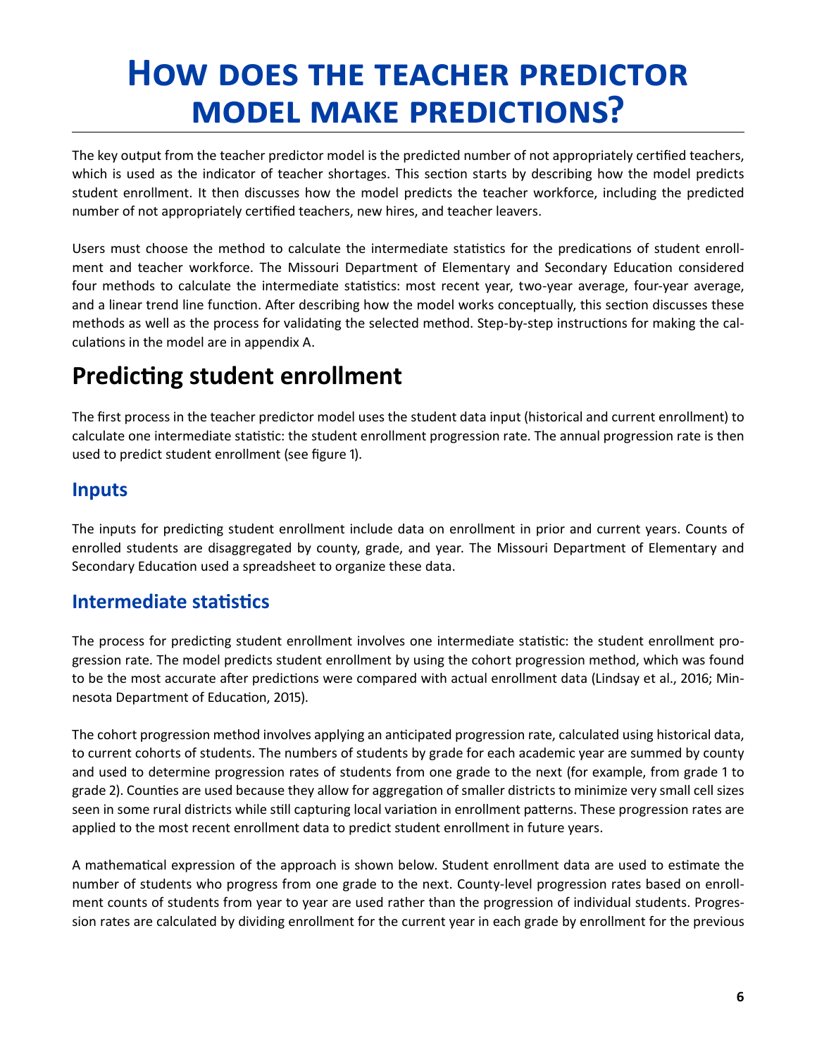# How does the teacher predictor model make predictions?

The key output from the teacher predictor model is the predicted number of not appropriately certified teachers, which is used as the indicator of teacher shortages. This section starts by describing how the model predicts student enrollment. It then discusses how the model predicts the teacher workforce, including the predicted number of not appropriately certified teachers, new hires, and teacher leavers.

Users must choose the method to calculate the intermediate statistics for the predications of student enrollment and teacher workforce. The Missouri Department of Elementary and Secondary Education considered four methods to calculate the intermediate statistics: most recent year, two-year average, four-year average, and a linear trend line function. After describing how the model works conceptually, this section discusses these methods as well as the process for validating the selected method. Step-by-step instructions for making the calculations in the model are in appendix A.

## Predicting student enrollment

The first process in the teacher predictor model uses the student data input (historical and current enrollment) to calculate one intermediate statistic: the student enrollment progression rate. The annual progression rate is then used to predict student enrollment (see figure 1).

### Inputs

The inputs for predicting student enrollment include data on enrollment in prior and current years. Counts of enrolled students are disaggregated by county, grade, and year. The Missouri Department of Elementary and Secondary Education used a spreadsheet to organize these data.

### Intermediate statistics

The process for predicting student enrollment involves one intermediate statistic: the student enrollment progression rate. The model predicts student enrollment by using the cohort progression method, which was found to be the most accurate after predictions were compared with actual enrollment data (Lindsay et al., 2016; Minnesota Department of Education, 2015).

The cohort progression method involves applying an anticipated progression rate, calculated using historical data, to current cohorts of students. The numbers of students by grade for each academic year are summed by county and used to determine progression rates of students from one grade to the next (for example, from grade 1 to grade 2). Counties are used because they allow for aggregation of smaller districts to minimize very small cell sizes seen in some rural districts while still capturing local variation in enrollment patterns. These progression rates are applied to the most recent enrollment data to predict student enrollment in future years.

A mathematical expression of the approach is shown below. Student enrollment data are used to estimate the number of students who progress from one grade to the next. County-level progression rates based on enrollment counts of students from year to year are used rather than the progression of individual students. Progression rates are calculated by dividing enrollment for the current year in each grade by enrollment for the previous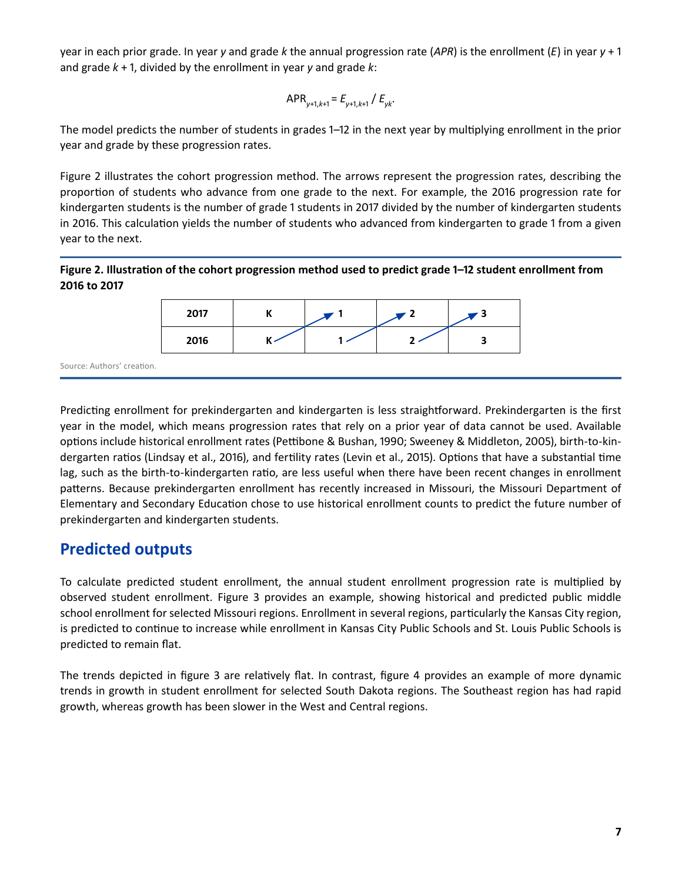year in each prior grade. In year *y* and grade *k* the annual progression rate (*APR*) is the enrollment (*E*) in year $y + 1$ and grade $k + 1$, divided by the enrollment in year *y* and grade *k*:

$$\text{APR}_{y+1,k+1} = E_{y+1,k+1} / E_{yk}.$$

The model predicts the number of students in grades 1–12 in the next year by multiplying enrollment in the prior year and grade by these progression rates.

Figure 2 illustrates the cohort progression method. The arrows represent the progression rates, describing the proportion of students who advance from one grade to the next. For example, the 2016 progression rate for kindergarten students is the number of grade 1 students in 2017 divided by the number of kindergarten students in 2016. This calculation yields the number of students who advanced from kindergarten to grade 1 from a given year to the next.

**Figure 2. Illustration of the cohort progression method used to predict grade 1–12 student enrollment from 2016 to 2017**

| 2017 | K | 1 | 2 | 3 |
|---|---|---|---|---|
| 2016 | K | 1 | 2 | 3 |

Source: Authors' creation.

Predicting enrollment for prekindergarten and kindergarten is less straightforward. Prekindergarten is the first year in the model, which means progression rates that rely on a prior year of data cannot be used. Available options include historical enrollment rates (Pettibone & Bushan, 1990; Sweeney & Middleton, 2005), birth-to-kindergarten ratios (Lindsay et al., 2016), and fertility rates (Levin et al., 2015). Options that have a substantial time lag, such as the birth-to-kindergarten ratio, are less useful when there have been recent changes in enrollment patterns. Because prekindergarten enrollment has recently increased in Missouri, the Missouri Department of Elementary and Secondary Education chose to use historical enrollment counts to predict the future number of prekindergarten and kindergarten students.

## Predicted outputs

To calculate predicted student enrollment, the annual student enrollment progression rate is multiplied by observed student enrollment. Figure 3 provides an example, showing historical and predicted public middle school enrollment for selected Missouri regions. Enrollment in several regions, particularly the Kansas City region, is predicted to continue to increase while enrollment in Kansas City Public Schools and St. Louis Public Schools is predicted to remain flat.

The trends depicted in figure 3 are relatively flat. In contrast, figure 4 provides an example of more dynamic trends in growth in student enrollment for selected South Dakota regions. The Southeast region has had rapid growth, whereas growth has been slower in the West and Central regions.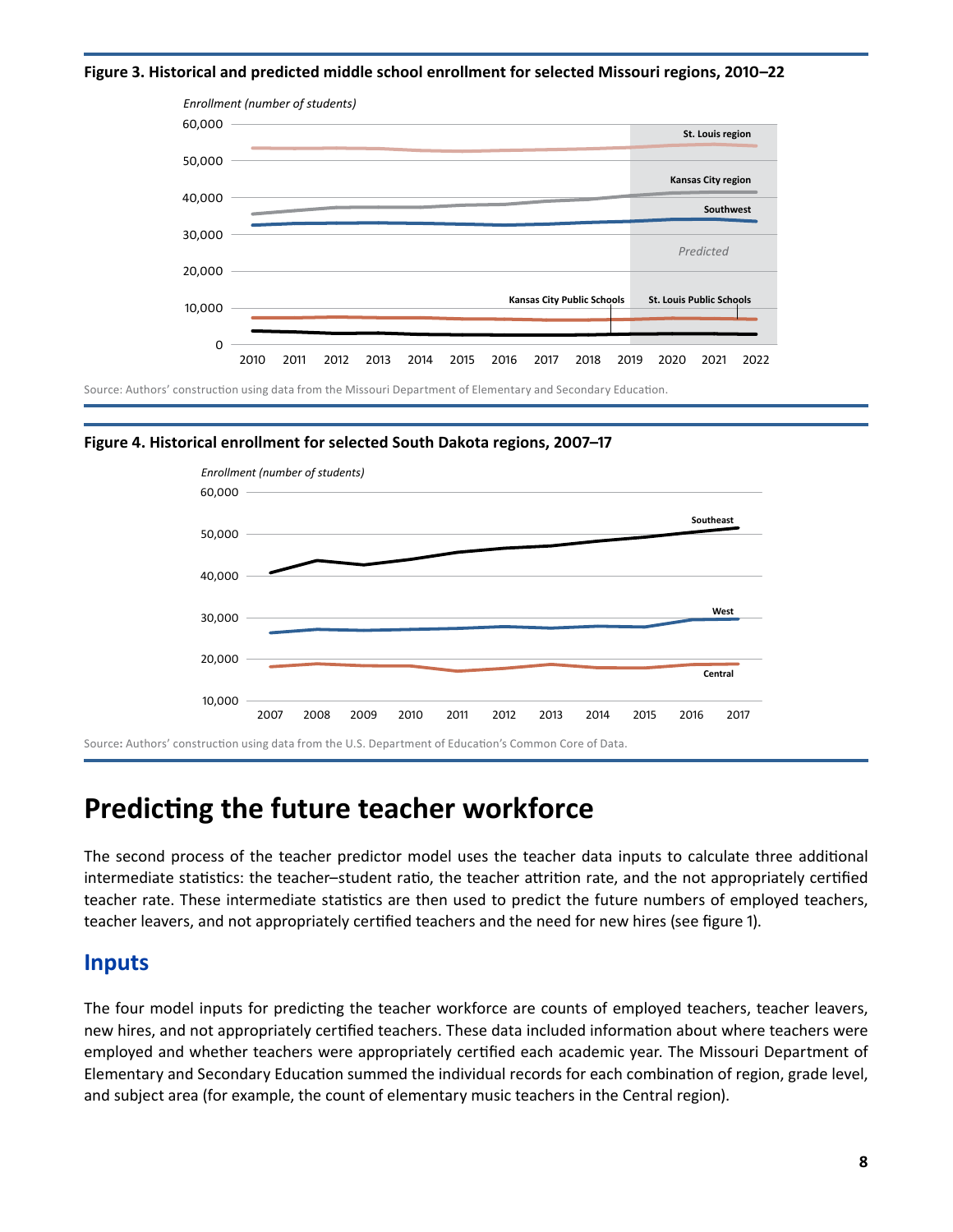**Figure 3. Historical and predicted middle school enrollment for selected Missouri regions, 2010–22**

Source: Authors' construction using data from the Missouri Department of Elementary and Secondary Education.

**Figure 4. Historical enrollment for selected South Dakota regions, 2007–17**

Source: Authors' construction using data from the U.S. Department of Education's Common Core of Data.

# Predicting the future teacher workforce

The second process of the teacher predictor model uses the teacher data inputs to calculate three additional intermediate statistics: the teacher–student ratio, the teacher attrition rate, and the not appropriately certified teacher rate. These intermediate statistics are then used to predict the future numbers of employed teachers, teacher leavers, and not appropriately certified teachers and the need for new hires (see figure 1).

## Inputs

The four model inputs for predicting the teacher workforce are counts of employed teachers, teacher leavers, new hires, and not appropriately certified teachers. These data included information about where teachers were employed and whether teachers were appropriately certified each academic year. The Missouri Department of Elementary and Secondary Education summed the individual records for each combination of region, grade level, and subject area (for example, the count of elementary music teachers in the Central region).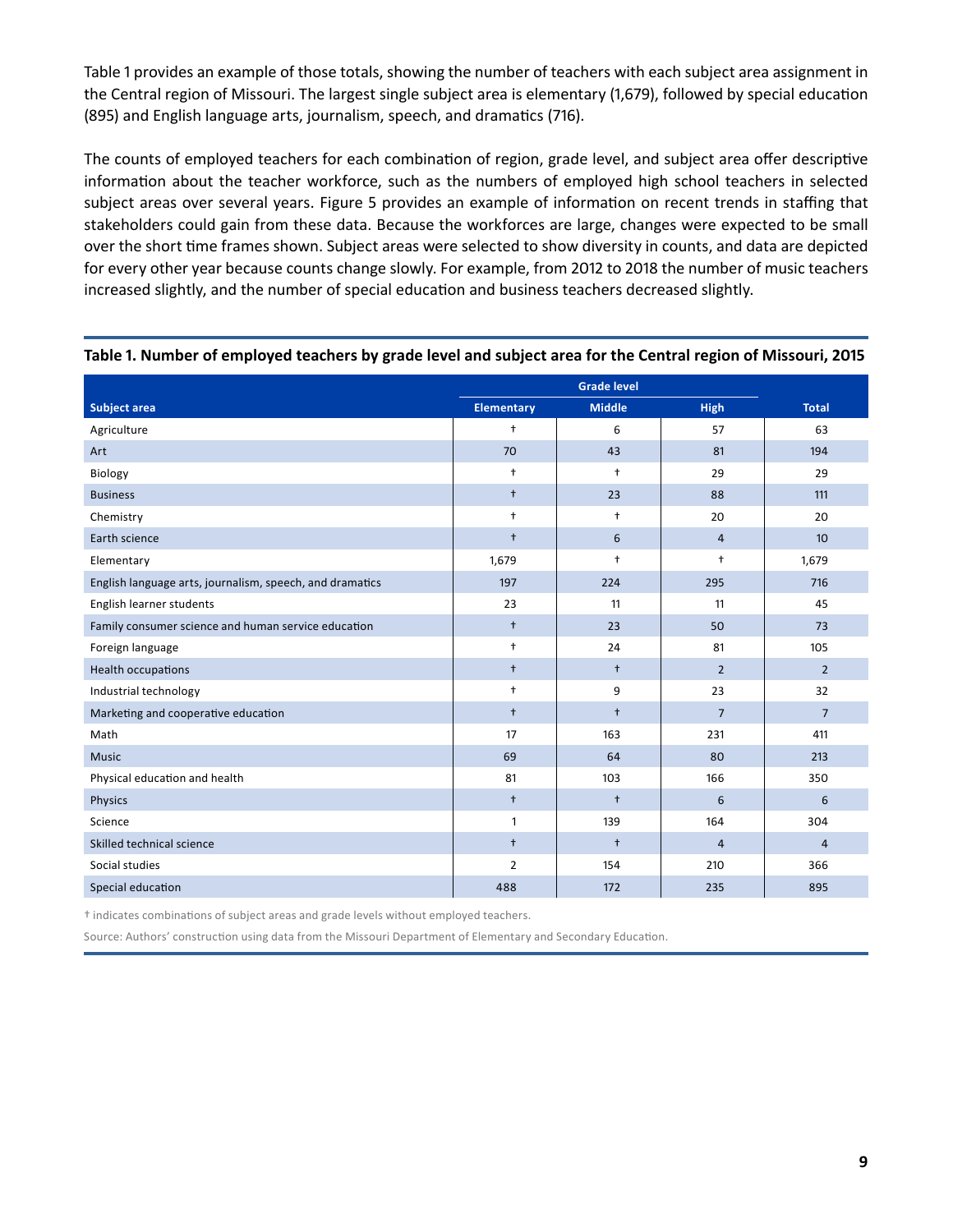Table 1 provides an example of those totals, showing the number of teachers with each subject area assignment in the Central region of Missouri. The largest single subject area is elementary (1,679), followed by special education (895) and English language arts, journalism, speech, and dramatics (716).

The counts of employed teachers for each combination of region, grade level, and subject area offer descriptive information about the teacher workforce, such as the numbers of employed high school teachers in selected subject areas over several years. Figure 5 provides an example of information on recent trends in staffing that stakeholders could gain from these data. Because the workforces are large, changes were expected to be small over the short time frames shown. Subject areas were selected to show diversity in counts, and data are depicted for every other year because counts change slowly. For example, from 2012 to 2018 the number of music teachers increased slightly, and the number of special education and business teachers decreased slightly.

**Table 1. Number of employed teachers by grade level and subject area for the Central region of Missouri, 2015**

| Subject area | Grade level | | | Total |
|---|---|---|---|---|
| | Elementary | Middle | High | |
| Agriculture | † | 6 | 57 | 63 |
| Art | 70 | 43 | 81 | 194 |
| Biology | † | † | 29 | 29 |
| Business | † | 23 | 88 | 111 |
| Chemistry | † | † | 20 | 20 |
| Earth science | † | 6 | 4 | 10 |
| Elementary | 1,679 | † | † | 1,679 |
| English language arts, journalism, speech, and dramatics | 197 | 224 | 295 | 716 |
| English learner students | 23 | 11 | 11 | 45 |
| Family consumer science and human service education | † | 23 | 50 | 73 |
| Foreign language | † | 24 | 81 | 105 |
| Health occupations | † | † | 2 | 2 |
| Industrial technology | † | 9 | 23 | 32 |
| Marketing and cooperative education | † | † | 7 | 7 |
| Math | 17 | 163 | 231 | 411 |
| Music | 69 | 64 | 80 | 213 |
| Physical education and health | 81 | 103 | 166 | 350 |
| Physics | † | † | 6 | 6 |
| Science | 1 | 139 | 164 | 304 |
| Skilled technical science | † | † | 4 | 4 |
| Social studies | 2 | 154 | 210 | 366 |
| Special education | 488 | 172 | 235 | 895 |

† indicates combinations of subject areas and grade levels without employed teachers.

Source: Authors' construction using data from the Missouri Department of Elementary and Secondary Education.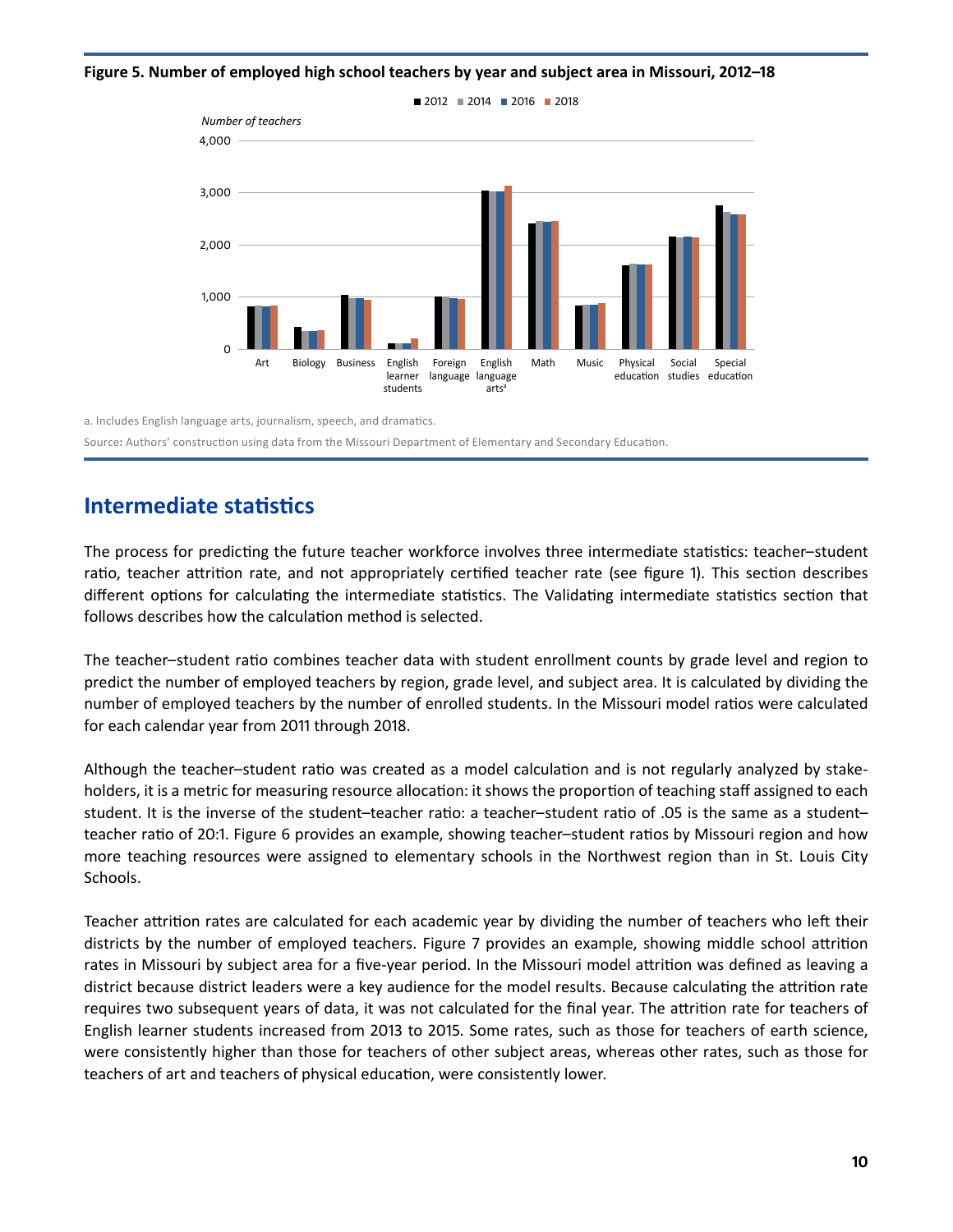**Figure 5. Number of employed high school teachers by year and subject area in Missouri, 2012–18**

a. Includes English language arts, journalism, speech, and dramatics.

Source: Authors' construction using data from the Missouri Department of Elementary and Secondary Education.

## Intermediate statistics

The process for predicting the future teacher workforce involves three intermediate statistics: teacher–student ratio, teacher attrition rate, and not appropriately certified teacher rate (see figure 1). This section describes different options for calculating the intermediate statistics. The Validating intermediate statistics section that follows describes how the calculation method is selected.

The teacher–student ratio combines teacher data with student enrollment counts by grade level and region to predict the number of employed teachers by region, grade level, and subject area. It is calculated by dividing the number of employed teachers by the number of enrolled students. In the Missouri model ratios were calculated for each calendar year from 2011 through 2018.

Although the teacher–student ratio was created as a model calculation and is not regularly analyzed by stakeholders, it is a metric for measuring resource allocation: it shows the proportion of teaching staff assigned to each student. It is the inverse of the student–teacher ratio: a teacher–student ratio of .05 is the same as a student–teacher ratio of 20:1. Figure 6 provides an example, showing teacher–student ratios by Missouri region and how more teaching resources were assigned to elementary schools in the Northwest region than in St. Louis City Schools.

Teacher attrition rates are calculated for each academic year by dividing the number of teachers who left their districts by the number of employed teachers. Figure 7 provides an example, showing middle school attrition rates in Missouri by subject area for a five-year period. In the Missouri model attrition was defined as leaving a district because district leaders were a key audience for the model results. Because calculating the attrition rate requires two subsequent years of data, it was not calculated for the final year. The attrition rate for teachers of English learner students increased from 2013 to 2015. Some rates, such as those for teachers of earth science, were consistently higher than those for teachers of other subject areas, whereas other rates, such as those for teachers of art and teachers of physical education, were consistently lower.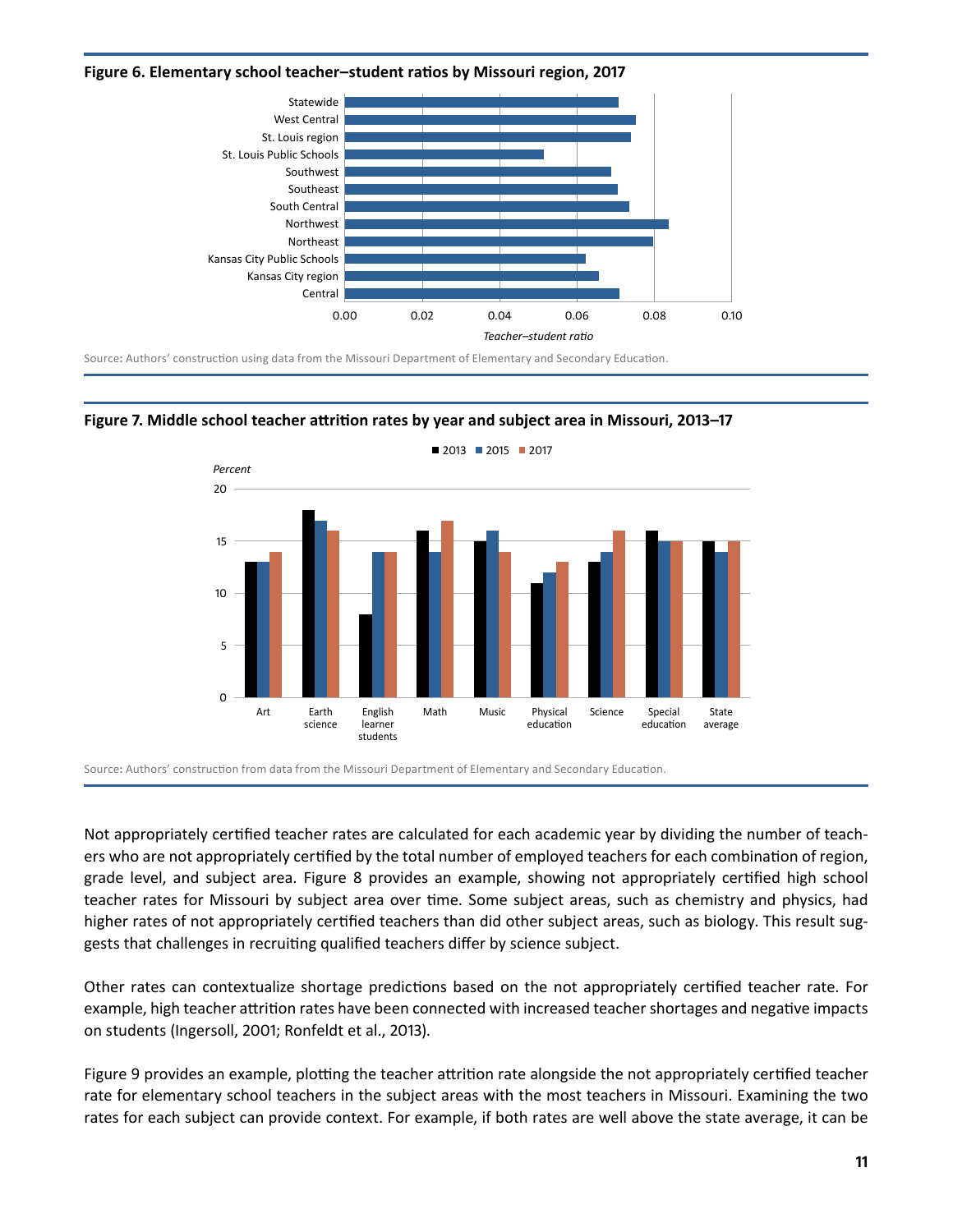**Figure 6. Elementary school teacher–student ratios by Missouri region, 2017**

Source: Authors' construction using data from the Missouri Department of Elementary and Secondary Education.

**Figure 7. Middle school teacher attrition rates by year and subject area in Missouri, 2013–17**

Source: Authors' construction from data from the Missouri Department of Elementary and Secondary Education.

Not appropriately certified teacher rates are calculated for each academic year by dividing the number of teachers who are not appropriately certified by the total number of employed teachers for each combination of region, grade level, and subject area. Figure 8 provides an example, showing not appropriately certified high school teacher rates for Missouri by subject area over time. Some subject areas, such as chemistry and physics, had higher rates of not appropriately certified teachers than did other subject areas, such as biology. This result suggests that challenges in recruiting qualified teachers differ by science subject.

Other rates can contextualize shortage predictions based on the not appropriately certified teacher rate. For example, high teacher attrition rates have been connected with increased teacher shortages and negative impacts on students (Ingersoll, 2001; Ronfeldt et al., 2013).

Figure 9 provides an example, plotting the teacher attrition rate alongside the not appropriately certified teacher rate for elementary school teachers in the subject areas with the most teachers in Missouri. Examining the two rates for each subject can provide context. For example, if both rates are well above the state average, it can be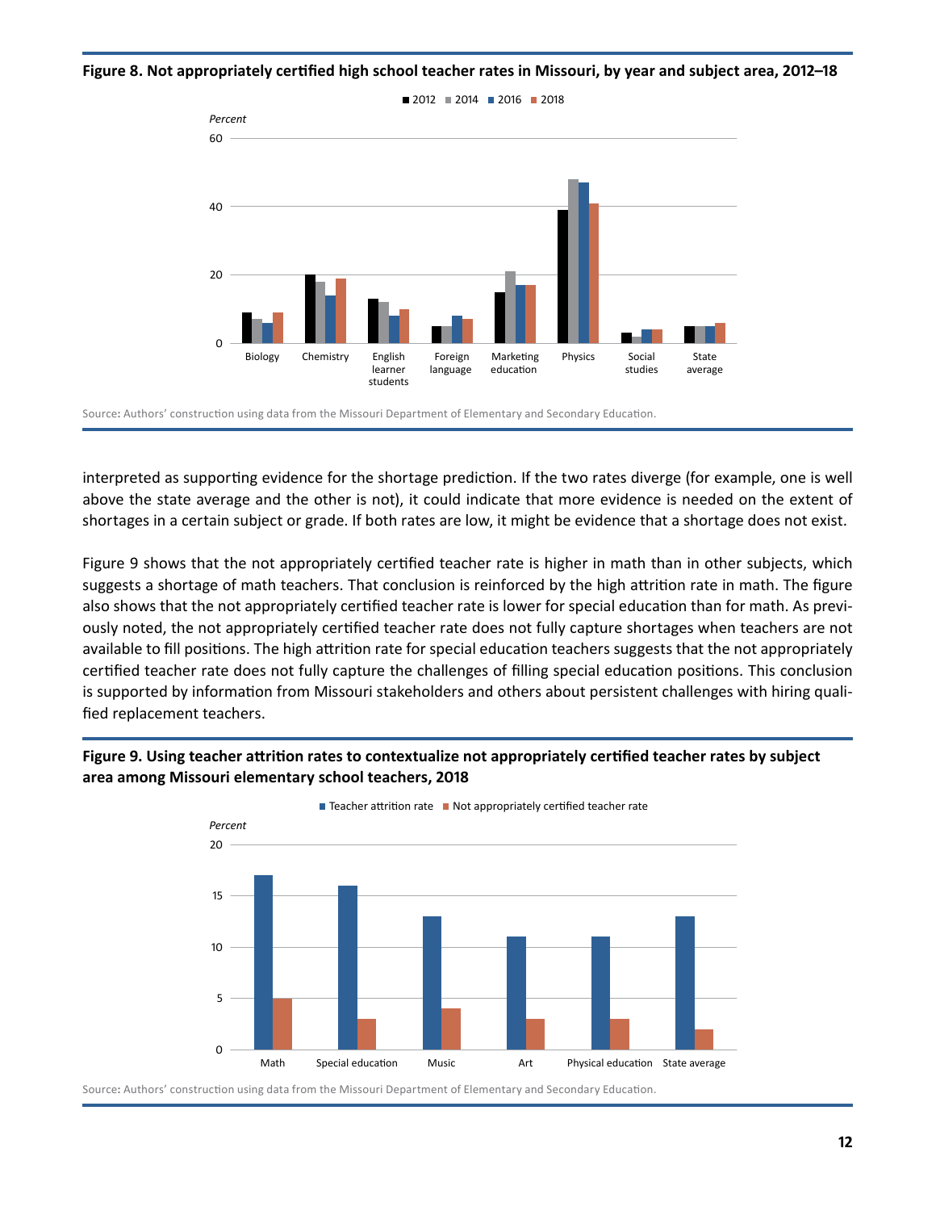**Figure 8. Not appropriately certified high school teacher rates in Missouri, by year and subject area, 2012–18**

Source: Authors' construction using data from the Missouri Department of Elementary and Secondary Education.

interpreted as supporting evidence for the shortage prediction. If the two rates diverge (for example, one is well above the state average and the other is not), it could indicate that more evidence is needed on the extent of shortages in a certain subject or grade. If both rates are low, it might be evidence that a shortage does not exist.

Figure 9 shows that the not appropriately certified teacher rate is higher in math than in other subjects, which suggests a shortage of math teachers. That conclusion is reinforced by the high attrition rate in math. The figure also shows that the not appropriately certified teacher rate is lower for special education than for math. As previously noted, the not appropriately certified teacher rate does not fully capture shortages when teachers are not available to fill positions. The high attrition rate for special education teachers suggests that the not appropriately certified teacher rate does not fully capture the challenges of filling special education positions. This conclusion is supported by information from Missouri stakeholders and others about persistent challenges with hiring qualified replacement teachers.

**Figure 9. Using teacher attrition rates to contextualize not appropriately certified teacher rates by subject area among Missouri elementary school teachers, 2018**

Source: Authors' construction using data from the Missouri Department of Elementary and Secondary Education.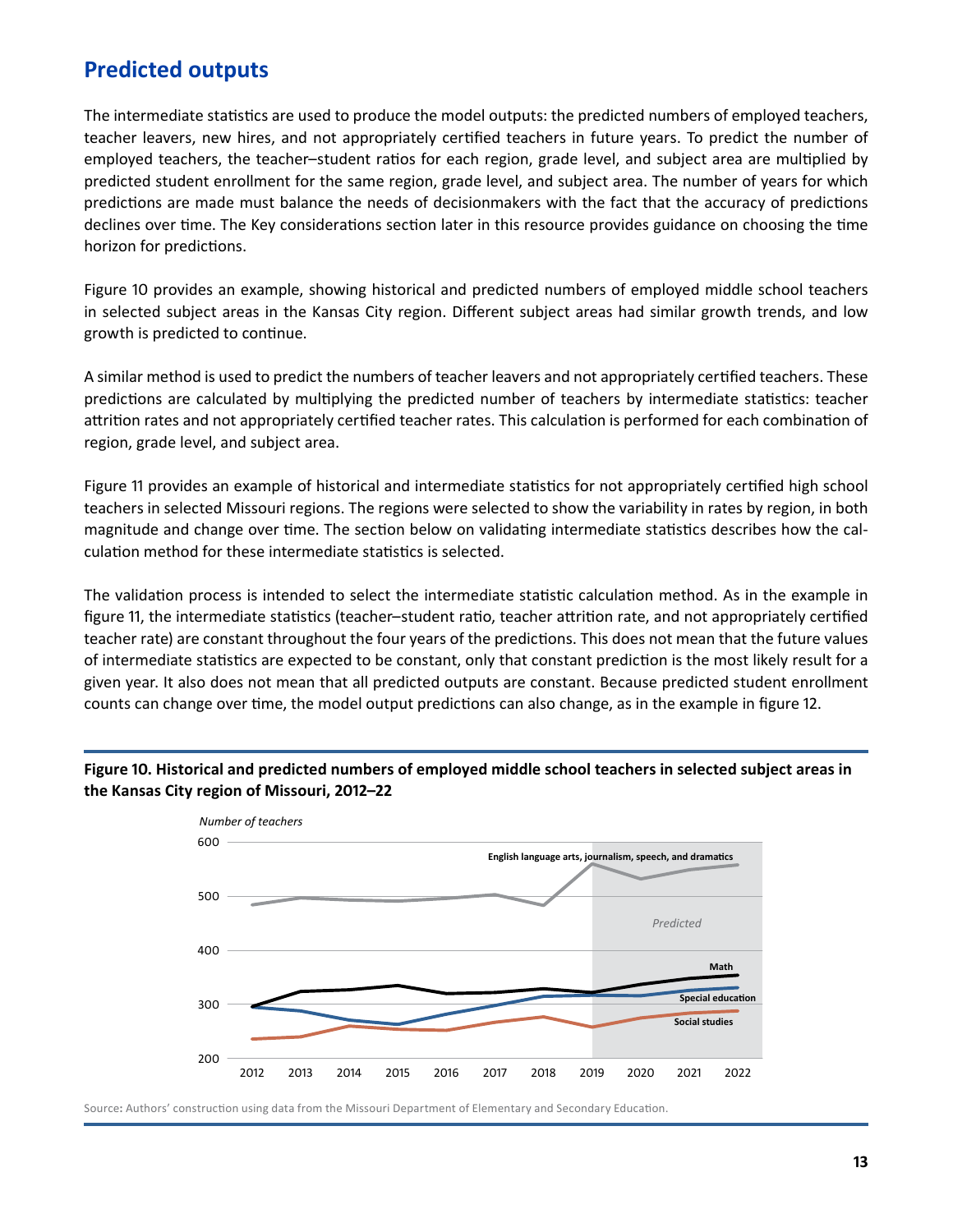## Predicted outputs

The intermediate statistics are used to produce the model outputs: the predicted numbers of employed teachers, teacher leavers, new hires, and not appropriately certified teachers in future years. To predict the number of employed teachers, the teacher–student ratios for each region, grade level, and subject area are multiplied by predicted student enrollment for the same region, grade level, and subject area. The number of years for which predictions are made must balance the needs of decisionmakers with the fact that the accuracy of predictions declines over time. The Key considerations section later in this resource provides guidance on choosing the time horizon for predictions.

Figure 10 provides an example, showing historical and predicted numbers of employed middle school teachers in selected subject areas in the Kansas City region. Different subject areas had similar growth trends, and low growth is predicted to continue.

A similar method is used to predict the numbers of teacher leavers and not appropriately certified teachers. These predictions are calculated by multiplying the predicted number of teachers by intermediate statistics: teacher attrition rates and not appropriately certified teacher rates. This calculation is performed for each combination of region, grade level, and subject area.

Figure 11 provides an example of historical and intermediate statistics for not appropriately certified high school teachers in selected Missouri regions. The regions were selected to show the variability in rates by region, in both magnitude and change over time. The section below on validating intermediate statistics describes how the calculation method for these intermediate statistics is selected.

The validation process is intended to select the intermediate statistic calculation method. As in the example in figure 11, the intermediate statistics (teacher–student ratio, teacher attrition rate, and not appropriately certified teacher rate) are constant throughout the four years of the predictions. This does not mean that the future values of intermediate statistics are expected to be constant, only that constant prediction is the most likely result for a given year. It also does not mean that all predicted outputs are constant. Because predicted student enrollment counts can change over time, the model output predictions can also change, as in the example in figure 12.

**Figure 10. Historical and predicted numbers of employed middle school teachers in selected subject areas in the Kansas City region of Missouri, 2012–22**

Source: Authors' construction using data from the Missouri Department of Elementary and Secondary Education.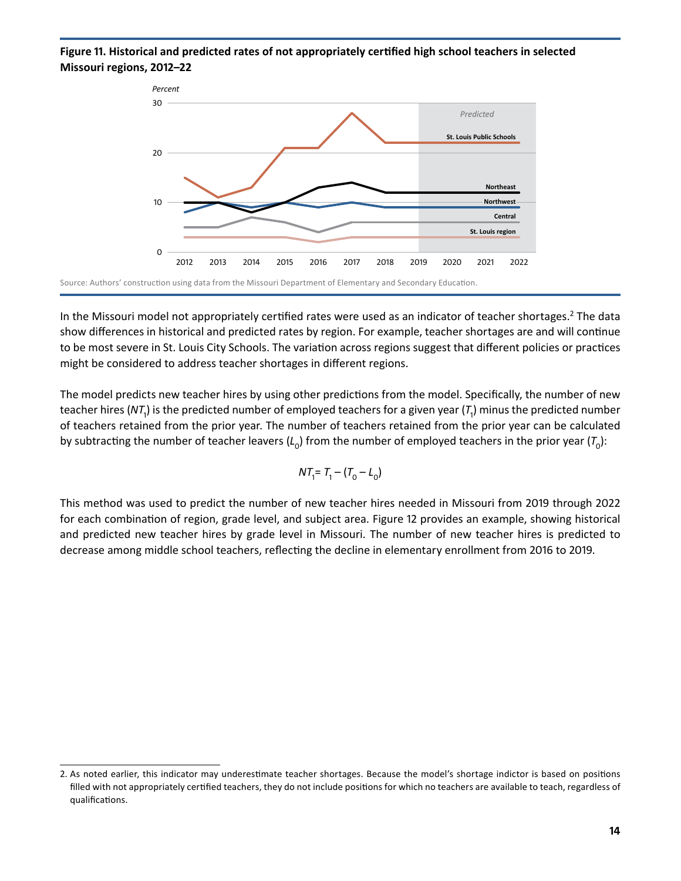**Figure 11. Historical and predicted rates of not appropriately certified high school teachers in selected Missouri regions, 2012–22**

Source: Authors' construction using data from the Missouri Department of Elementary and Secondary Education.

In the Missouri model not appropriately certified rates were used as an indicator of teacher shortages.[2] The data show differences in historical and predicted rates by region. For example, teacher shortages are and will continue to be most severe in St. Louis City Schools. The variation across regions suggest that different policies or practices might be considered to address teacher shortages in different regions.

The model predicts new teacher hires by using other predictions from the model. Specifically, the number of new teacher hires ($NT_1$) is the predicted number of employed teachers for a given year ($T_1$) minus the predicted number of teachers retained from the prior year. The number of teachers retained from the prior year can be calculated by subtracting the number of teacher leavers ($L_0$) from the number of employed teachers in the prior year ($T_0$):

$$NT_1 = T_1 - (T_0 - L_0)$$

This method was used to predict the number of new teacher hires needed in Missouri from 2019 through 2022 for each combination of region, grade level, and subject area. Figure 12 provides an example, showing historical and predicted new teacher hires by grade level in Missouri. The number of new teacher hires is predicted to decrease among middle school teachers, reflecting the decline in elementary enrollment from 2016 to 2019.

2. As noted earlier, this indicator may underestimate teacher shortages. Because the model's shortage indictor is based on positions filled with not appropriately certified teachers, they do not include positions for which no teachers are available to teach, regardless of qualifications.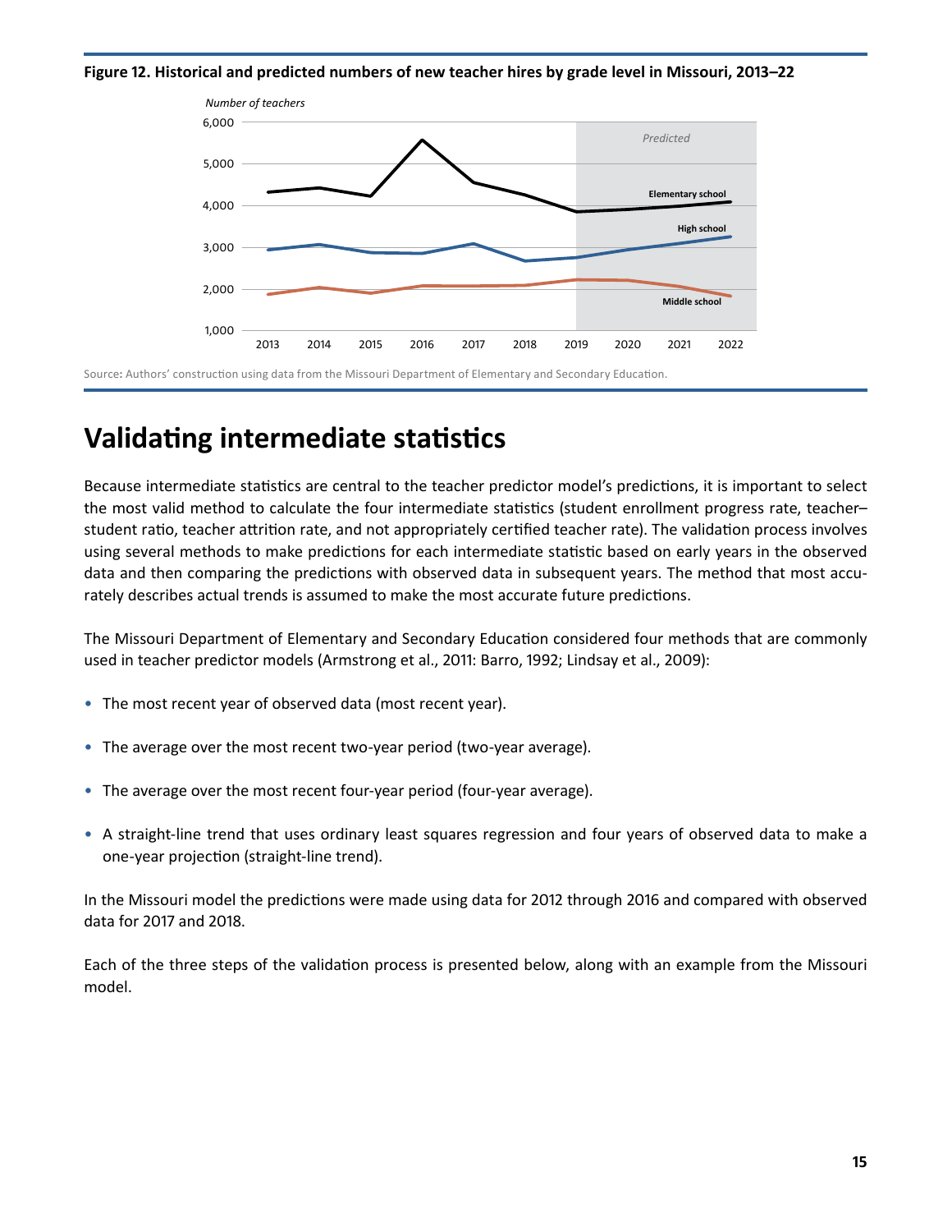**Figure 12. Historical and predicted numbers of new teacher hires by grade level in Missouri, 2013–22**

Source: Authors' construction using data from the Missouri Department of Elementary and Secondary Education.

# Validating intermediate statistics

Because intermediate statistics are central to the teacher predictor model's predictions, it is important to select the most valid method to calculate the four intermediate statistics (student enrollment progress rate, teacher–student ratio, teacher attrition rate, and not appropriately certified teacher rate). The validation process involves using several methods to make predictions for each intermediate statistic based on early years in the observed data and then comparing the predictions with observed data in subsequent years. The method that most accurately describes actual trends is assumed to make the most accurate future predictions.

The Missouri Department of Elementary and Secondary Education considered four methods that are commonly used in teacher predictor models (Armstrong et al., 2011: Barro, 1992; Lindsay et al., 2009):

- The most recent year of observed data (most recent year).
- The average over the most recent two-year period (two-year average).
- The average over the most recent four-year period (four-year average).
- A straight-line trend that uses ordinary least squares regression and four years of observed data to make a one-year projection (straight-line trend).

In the Missouri model the predictions were made using data for 2012 through 2016 and compared with observed data for 2017 and 2018.

Each of the three steps of the validation process is presented below, along with an example from the Missouri model.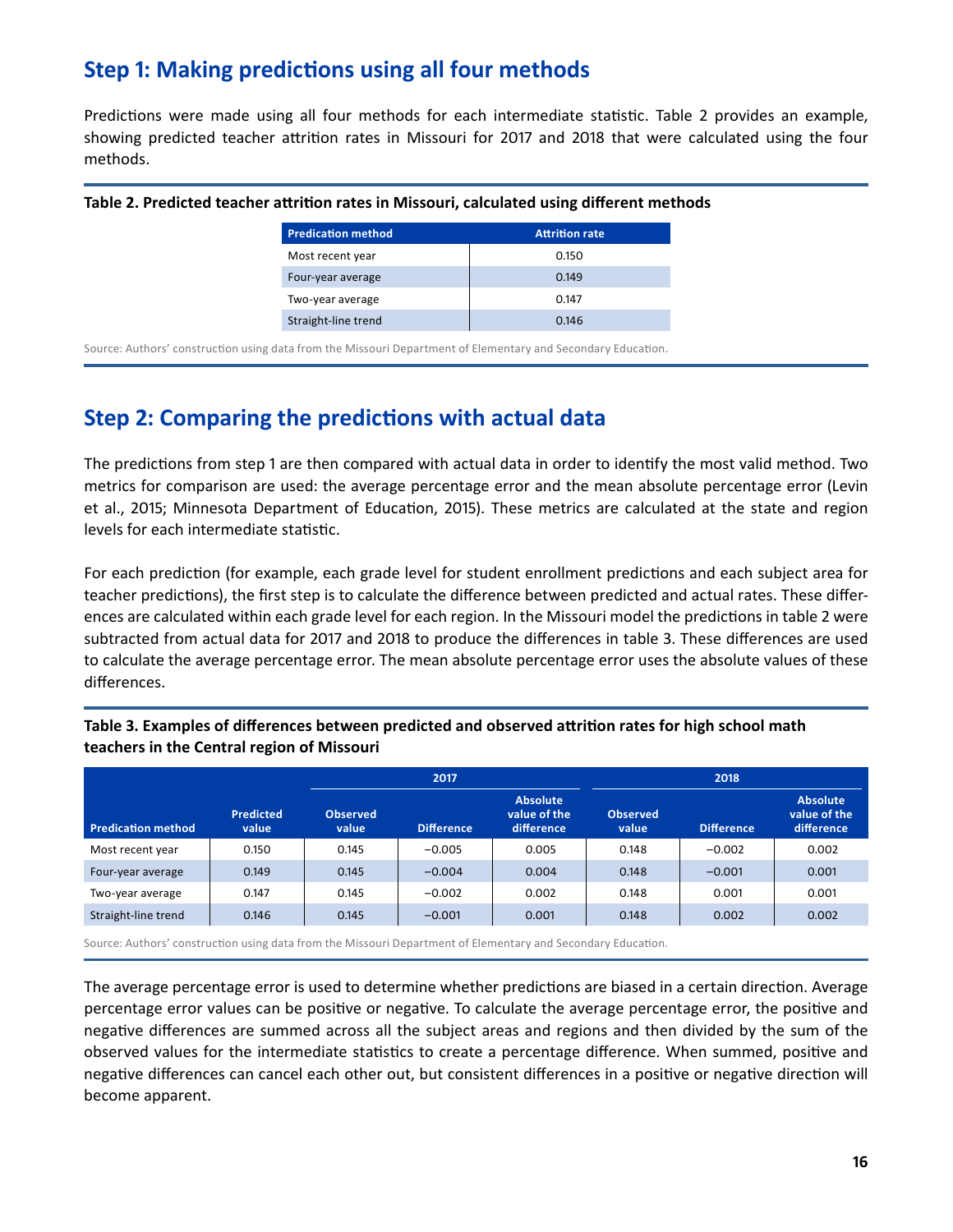## Step 1: Making predictions using all four methods

Predictions were made using all four methods for each intermediate statistic. Table 2 provides an example, showing predicted teacher attrition rates in Missouri for 2017 and 2018 that were calculated using the four methods.

**Table 2. Predicted teacher attrition rates in Missouri, calculated using different methods**

| Predication method | Attrition rate |
|---|---|
| Most recent year | 0.150 |
| Four-year average | 0.149 |
| Two-year average | 0.147 |
| Straight-line trend | 0.146 |

Source: Authors' construction using data from the Missouri Department of Elementary and Secondary Education.

## Step 2: Comparing the predictions with actual data

The predictions from step 1 are then compared with actual data in order to identify the most valid method. Two metrics for comparison are used: the average percentage error and the mean absolute percentage error (Levin et al., 2015; Minnesota Department of Education, 2015). These metrics are calculated at the state and region levels for each intermediate statistic.

For each prediction (for example, each grade level for student enrollment predictions and each subject area for teacher predictions), the first step is to calculate the difference between predicted and actual rates. These differences are calculated within each grade level for each region. In the Missouri model the predictions in table 2 were subtracted from actual data for 2017 and 2018 to produce the differences in table 3. These differences are used to calculate the average percentage error. The mean absolute percentage error uses the absolute values of these differences.

**Table 3. Examples of differences between predicted and observed attrition rates for high school math teachers in the Central region of Missouri**

| | | 2017 | | | 2018 | | |
|---|---|---|---|---|---|---|---|
| **Predication method** | **Predicted value** | **Observed value** | **Difference** | **Absolute value of the difference** | **Observed value** | **Difference** | **Absolute value of the difference** |
| Most recent year | 0.150 | 0.145 | −0.005 | 0.005 | 0.148 | −0.002 | 0.002 |
| Four-year average | 0.149 | 0.145 | −0.004 | 0.004 | 0.148 | −0.001 | 0.001 |
| Two-year average | 0.147 | 0.145 | −0.002 | 0.002 | 0.148 | 0.001 | 0.001 |
| Straight-line trend | 0.146 | 0.145 | −0.001 | 0.001 | 0.148 | 0.002 | 0.002 |

Source: Authors' construction using data from the Missouri Department of Elementary and Secondary Education.

The average percentage error is used to determine whether predictions are biased in a certain direction. Average percentage error values can be positive or negative. To calculate the average percentage error, the positive and negative differences are summed across all the subject areas and regions and then divided by the sum of the observed values for the intermediate statistics to create a percentage difference. When summed, positive and negative differences can cancel each other out, but consistent differences in a positive or negative direction will become apparent.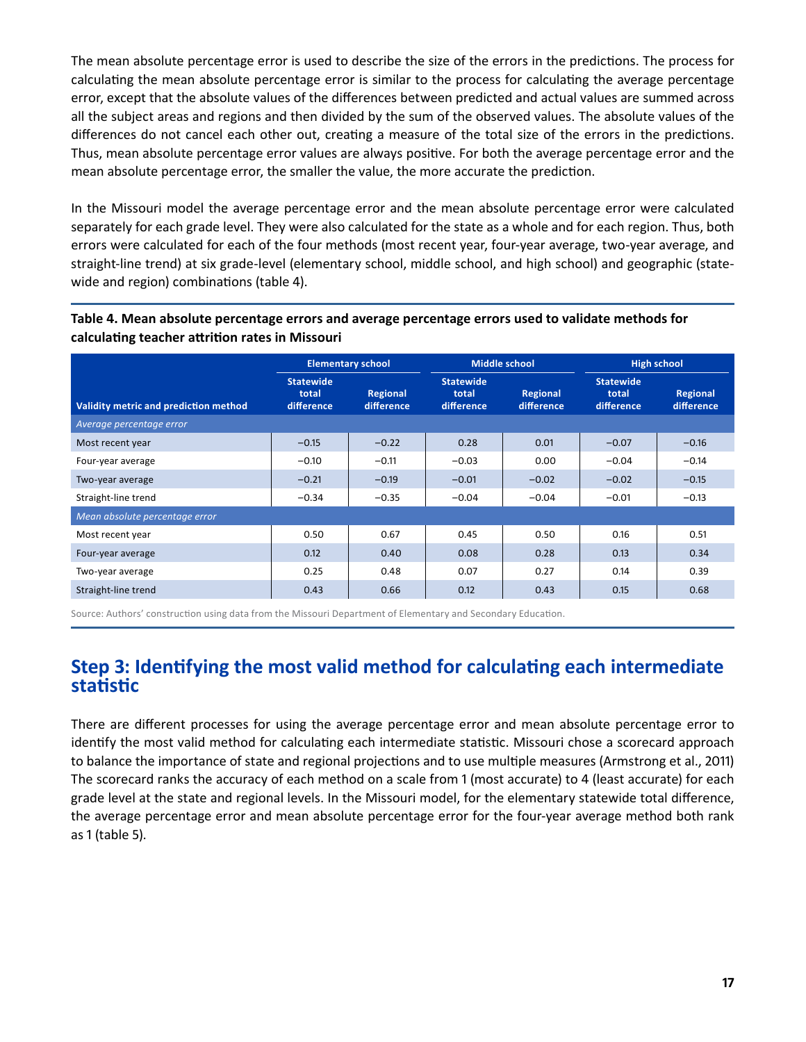The mean absolute percentage error is used to describe the size of the errors in the predictions. The process for calculating the mean absolute percentage error is similar to the process for calculating the average percentage error, except that the absolute values of the differences between predicted and actual values are summed across all the subject areas and regions and then divided by the sum of the observed values. The absolute values of the differences do not cancel each other out, creating a measure of the total size of the errors in the predictions. Thus, mean absolute percentage error values are always positive. For both the average percentage error and the mean absolute percentage error, the smaller the value, the more accurate the prediction.

In the Missouri model the average percentage error and the mean absolute percentage error were calculated separately for each grade level. They were also calculated for the state as a whole and for each region. Thus, both errors were calculated for each of the four methods (most recent year, four-year average, two-year average, and straight-line trend) at six grade-level (elementary school, middle school, and high school) and geographic (statewide and region) combinations (table 4).

**Table 4. Mean absolute percentage errors and average percentage errors used to validate methods for calculating teacher attrition rates in Missouri**

| | Elementary school | | Middle school | | High school | |
|---|---|---|---|---|---|---|
| **Validity metric and prediction method** | **Statewide total difference** | **Regional difference** | **Statewide total difference** | **Regional difference** | **Statewide total difference** | **Regional difference** |
| *Average percentage error* | | | | | | |
| Most recent year | −0.15 | −0.22 | 0.28 | 0.01 | −0.07 | −0.16 |
| Four-year average | −0.10 | −0.11 | −0.03 | 0.00 | −0.04 | −0.14 |
| Two-year average | −0.21 | −0.19 | −0.01 | −0.02 | −0.02 | −0.15 |
| Straight-line trend | −0.34 | −0.35 | −0.04 | −0.04 | −0.01 | −0.13 |
| *Mean absolute percentage error* | | | | | | |
| Most recent year | 0.50 | 0.67 | 0.45 | 0.50 | 0.16 | 0.51 |
| Four-year average | 0.12 | 0.40 | 0.08 | 0.28 | 0.13 | 0.34 |
| Two-year average | 0.25 | 0.48 | 0.07 | 0.27 | 0.14 | 0.39 |
| Straight-line trend | 0.43 | 0.66 | 0.12 | 0.43 | 0.15 | 0.68 |

Source: Authors' construction using data from the Missouri Department of Elementary and Secondary Education.

## Step 3: Identifying the most valid method for calculating each intermediate statistic

There are different processes for using the average percentage error and mean absolute percentage error to identify the most valid method for calculating each intermediate statistic. Missouri chose a scorecard approach to balance the importance of state and regional projections and to use multiple measures (Armstrong et al., 2011) The scorecard ranks the accuracy of each method on a scale from 1 (most accurate) to 4 (least accurate) for each grade level at the state and regional levels. In the Missouri model, for the elementary statewide total difference, the average percentage error and mean absolute percentage error for the four-year average method both rank as 1 (table 5).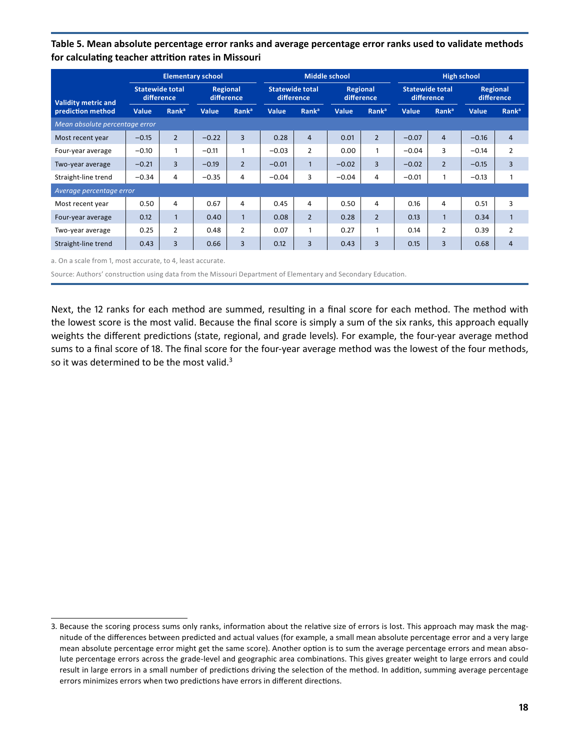**Table 5. Mean absolute percentage error ranks and average percentage error ranks used to validate methods for calculating teacher attrition rates in Missouri**

| Validity metric and prediction method | Elementary school | | | | Middle school | | | | High school | | | |
|---|---|---|---|---|---|---|---|---|---|---|---|---|
| | Statewide total difference | | Regional difference | | Statewide total difference | | Regional difference | | Statewide total difference | | Regional difference | |
| | Value | Rank[a] | Value | Rank[a] | Value | Rank[a] | Value | Rank[a] | Value | Rank[a] | Value | Rank[a] |
| *Mean absolute percentage error* | | | | | | | | | | | | |
| Most recent year | −0.15 | 2 | −0.22 | 3 | 0.28 | 4 | 0.01 | 2 | −0.07 | 4 | −0.16 | 4 |
| Four-year average | −0.10 | 1 | −0.11 | 1 | −0.03 | 2 | 0.00 | 1 | −0.04 | 3 | −0.14 | 2 |
| Two-year average | −0.21 | 3 | −0.19 | 2 | −0.01 | 1 | −0.02 | 3 | −0.02 | 2 | −0.15 | 3 |
| Straight-line trend | −0.34 | 4 | −0.35 | 4 | −0.04 | 3 | −0.04 | 4 | −0.01 | 1 | −0.13 | 1 |
| *Average percentage error* | | | | | | | | | | | | |
| Most recent year | 0.50 | 4 | 0.67 | 4 | 0.45 | 4 | 0.50 | 4 | 0.16 | 4 | 0.51 | 3 |
| Four-year average | 0.12 | 1 | 0.40 | 1 | 0.08 | 2 | 0.28 | 2 | 0.13 | 1 | 0.34 | 1 |
| Two-year average | 0.25 | 2 | 0.48 | 2 | 0.07 | 1 | 0.27 | 1 | 0.14 | 2 | 0.39 | 2 |
| Straight-line trend | 0.43 | 3 | 0.66 | 3 | 0.12 | 3 | 0.43 | 3 | 0.15 | 3 | 0.68 | 4 |

a. On a scale from 1, most accurate, to 4, least accurate.

Source: Authors' construction using data from the Missouri Department of Elementary and Secondary Education.

Next, the 12 ranks for each method are summed, resulting in a final score for each method. The method with the lowest score is the most valid. Because the final score is simply a sum of the six ranks, this approach equally weights the different predictions (state, regional, and grade levels). For example, the four-year average method sums to a final score of 18. The final score for the four-year average method was the lowest of the four methods, so it was determined to be the most valid.[3]

3. Because the scoring process sums only ranks, information about the relative size of errors is lost. This approach may mask the magnitude of the differences between predicted and actual values (for example, a small mean absolute percentage error and a very large mean absolute percentage error might get the same score). Another option is to sum the average percentage errors and mean absolute percentage errors across the grade-level and geographic area combinations. This gives greater weight to large errors and could result in large errors in a small number of predictions driving the selection of the method. In addition, summing average percentage errors minimizes errors when two predictions have errors in different directions.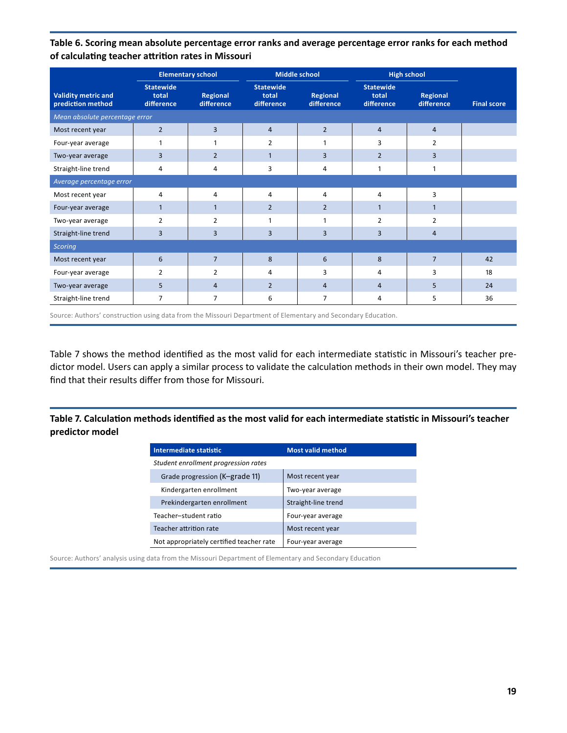**Table 6. Scoring mean absolute percentage error ranks and average percentage error ranks for each method of calculating teacher attrition rates in Missouri**

| Validity metric and prediction method | Elementary school | | Middle school | | High school | | Final score |
|---|---|---|---|---|---|---|---|
| | Statewide total difference | Regional difference | Statewide total difference | Regional difference | Statewide total difference | Regional difference | |
| *Mean absolute percentage error* | | | | | | | |
| Most recent year | 2 | 3 | 4 | 2 | 4 | 4 | |
| Four-year average | 1 | 1 | 2 | 1 | 3 | 2 | |
| Two-year average | 3 | 2 | 1 | 3 | 2 | 3 | |
| Straight-line trend | 4 | 4 | 3 | 4 | 1 | 1 | |
| *Average percentage error* | | | | | | | |
| Most recent year | 4 | 4 | 4 | 4 | 4 | 3 | |
| Four-year average | 1 | 1 | 2 | 2 | 1 | 1 | |
| Two-year average | 2 | 2 | 1 | 1 | 2 | 2 | |
| Straight-line trend | 3 | 3 | 3 | 3 | 3 | 4 | |
| *Scoring* | | | | | | | |
| Most recent year | 6 | 7 | 8 | 6 | 8 | 7 | 42 |
| Four-year average | 2 | 2 | 4 | 3 | 4 | 3 | 18 |
| Two-year average | 5 | 4 | 2 | 4 | 4 | 5 | 24 |
| Straight-line trend | 7 | 7 | 6 | 7 | 4 | 5 | 36 |

Source: Authors' construction using data from the Missouri Department of Elementary and Secondary Education.

Table 7 shows the method identified as the most valid for each intermediate statistic in Missouri's teacher predictor model. Users can apply a similar process to validate the calculation methods in their own model. They may find that their results differ from those for Missouri.

**Table 7. Calculation methods identified as the most valid for each intermediate statistic in Missouri's teacher predictor model**

| Intermediate statistic | Most valid method |
|---|---|
| *Student enrollment progression rates* | |
| Grade progression (K–grade 11) | Most recent year |
| Kindergarten enrollment | Two-year average |
| Prekindergarten enrollment | Straight-line trend |
| Teacher–student ratio | Four-year average |
| Teacher attrition rate | Most recent year |
| Not appropriately certified teacher rate | Four-year average |

Source: Authors' analysis using data from the Missouri Department of Elementary and Secondary Education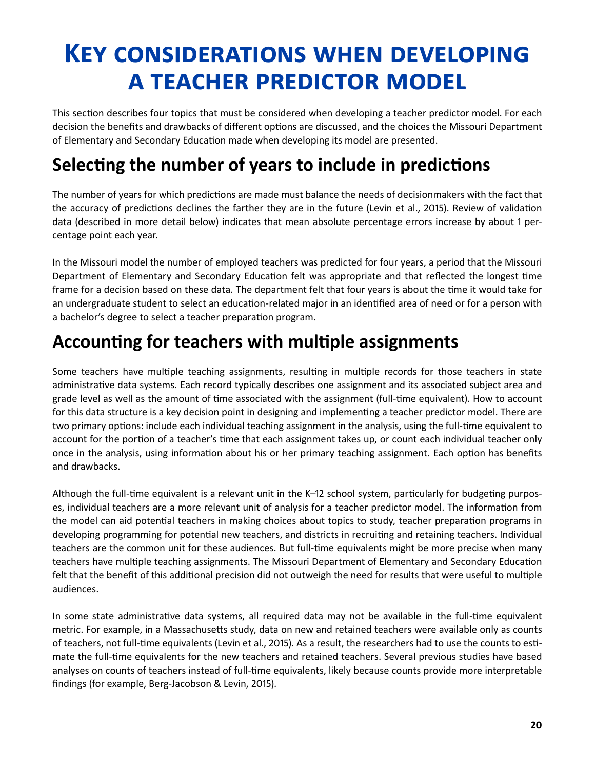# Key considerations when developing a teacher predictor model

This section describes four topics that must be considered when developing a teacher predictor model. For each decision the benefits and drawbacks of different options are discussed, and the choices the Missouri Department of Elementary and Secondary Education made when developing its model are presented.

## Selecting the number of years to include in predictions

The number of years for which predictions are made must balance the needs of decisionmakers with the fact that the accuracy of predictions declines the farther they are in the future (Levin et al., 2015). Review of validation data (described in more detail below) indicates that mean absolute percentage errors increase by about 1 percentage point each year.

In the Missouri model the number of employed teachers was predicted for four years, a period that the Missouri Department of Elementary and Secondary Education felt was appropriate and that reflected the longest time frame for a decision based on these data. The department felt that four years is about the time it would take for an undergraduate student to select an education-related major in an identified area of need or for a person with a bachelor's degree to select a teacher preparation program.

## Accounting for teachers with multiple assignments

Some teachers have multiple teaching assignments, resulting in multiple records for those teachers in state administrative data systems. Each record typically describes one assignment and its associated subject area and grade level as well as the amount of time associated with the assignment (full-time equivalent). How to account for this data structure is a key decision point in designing and implementing a teacher predictor model. There are two primary options: include each individual teaching assignment in the analysis, using the full-time equivalent to account for the portion of a teacher's time that each assignment takes up, or count each individual teacher only once in the analysis, using information about his or her primary teaching assignment. Each option has benefits and drawbacks.

Although the full-time equivalent is a relevant unit in the K–12 school system, particularly for budgeting purposes, individual teachers are a more relevant unit of analysis for a teacher predictor model. The information from the model can aid potential teachers in making choices about topics to study, teacher preparation programs in developing programming for potential new teachers, and districts in recruiting and retaining teachers. Individual teachers are the common unit for these audiences. But full-time equivalents might be more precise when many teachers have multiple teaching assignments. The Missouri Department of Elementary and Secondary Education felt that the benefit of this additional precision did not outweigh the need for results that were useful to multiple audiences.

In some state administrative data systems, all required data may not be available in the full-time equivalent metric. For example, in a Massachusetts study, data on new and retained teachers were available only as counts of teachers, not full-time equivalents (Levin et al., 2015). As a result, the researchers had to use the counts to estimate the full-time equivalents for the new teachers and retained teachers. Several previous studies have based analyses on counts of teachers instead of full-time equivalents, likely because counts provide more interpretable findings (for example, Berg-Jacobson & Levin, 2015).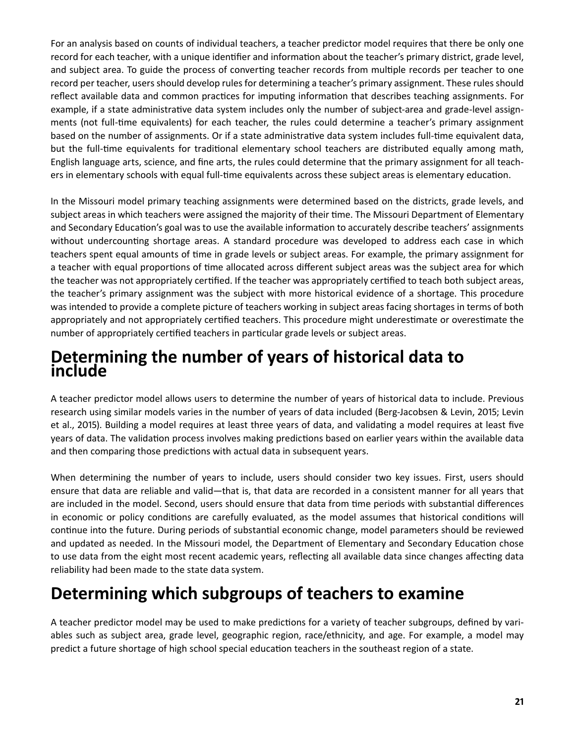For an analysis based on counts of individual teachers, a teacher predictor model requires that there be only one record for each teacher, with a unique identifier and information about the teacher's primary district, grade level, and subject area. To guide the process of converting teacher records from multiple records per teacher to one record per teacher, users should develop rules for determining a teacher's primary assignment. These rules should reflect available data and common practices for imputing information that describes teaching assignments. For example, if a state administrative data system includes only the number of subject-area and grade-level assignments (not full-time equivalents) for each teacher, the rules could determine a teacher's primary assignment based on the number of assignments. Or if a state administrative data system includes full-time equivalent data, but the full-time equivalents for traditional elementary school teachers are distributed equally among math, English language arts, science, and fine arts, the rules could determine that the primary assignment for all teachers in elementary schools with equal full-time equivalents across these subject areas is elementary education.

In the Missouri model primary teaching assignments were determined based on the districts, grade levels, and subject areas in which teachers were assigned the majority of their time. The Missouri Department of Elementary and Secondary Education's goal was to use the available information to accurately describe teachers' assignments without undercounting shortage areas. A standard procedure was developed to address each case in which teachers spent equal amounts of time in grade levels or subject areas. For example, the primary assignment for a teacher with equal proportions of time allocated across different subject areas was the subject area for which the teacher was not appropriately certified. If the teacher was appropriately certified to teach both subject areas, the teacher's primary assignment was the subject with more historical evidence of a shortage. This procedure was intended to provide a complete picture of teachers working in subject areas facing shortages in terms of both appropriately and not appropriately certified teachers. This procedure might underestimate or overestimate the number of appropriately certified teachers in particular grade levels or subject areas.

## Determining the number of years of historical data to include

A teacher predictor model allows users to determine the number of years of historical data to include. Previous research using similar models varies in the number of years of data included (Berg-Jacobsen & Levin, 2015; Levin et al., 2015). Building a model requires at least three years of data, and validating a model requires at least five years of data. The validation process involves making predictions based on earlier years within the available data and then comparing those predictions with actual data in subsequent years.

When determining the number of years to include, users should consider two key issues. First, users should ensure that data are reliable and valid—that is, that data are recorded in a consistent manner for all years that are included in the model. Second, users should ensure that data from time periods with substantial differences in economic or policy conditions are carefully evaluated, as the model assumes that historical conditions will continue into the future. During periods of substantial economic change, model parameters should be reviewed and updated as needed. In the Missouri model, the Department of Elementary and Secondary Education chose to use data from the eight most recent academic years, reflecting all available data since changes affecting data reliability had been made to the state data system.

## Determining which subgroups of teachers to examine

A teacher predictor model may be used to make predictions for a variety of teacher subgroups, defined by variables such as subject area, grade level, geographic region, race/ethnicity, and age. For example, a model may predict a future shortage of high school special education teachers in the southeast region of a state.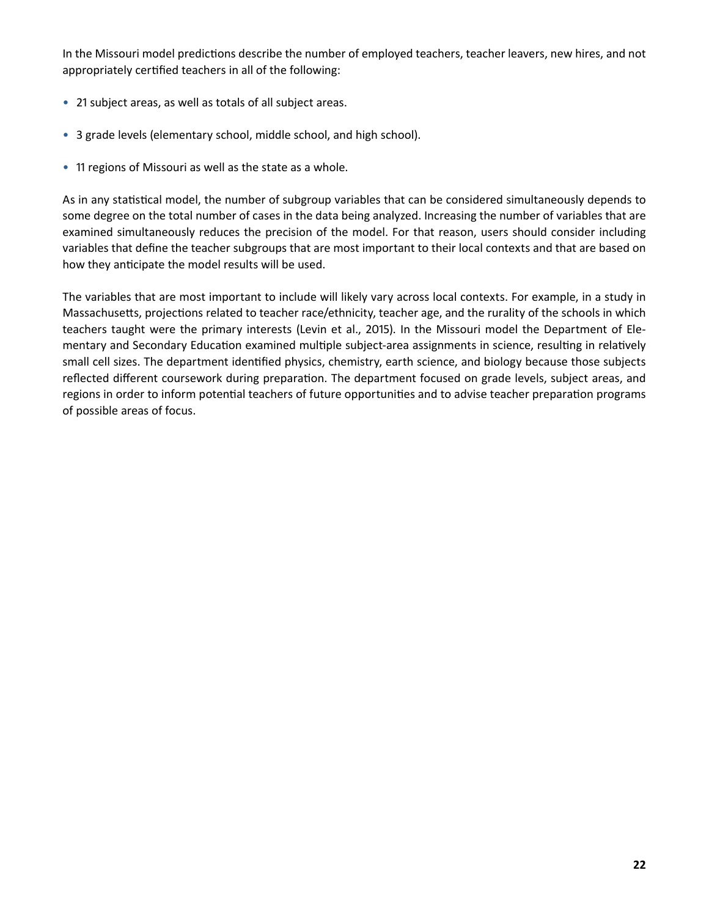In the Missouri model predictions describe the number of employed teachers, teacher leavers, new hires, and not appropriately certified teachers in all of the following:

- 21 subject areas, as well as totals of all subject areas.
- 3 grade levels (elementary school, middle school, and high school).
- 11 regions of Missouri as well as the state as a whole.

As in any statistical model, the number of subgroup variables that can be considered simultaneously depends to some degree on the total number of cases in the data being analyzed. Increasing the number of variables that are examined simultaneously reduces the precision of the model. For that reason, users should consider including variables that define the teacher subgroups that are most important to their local contexts and that are based on how they anticipate the model results will be used.

The variables that are most important to include will likely vary across local contexts. For example, in a study in Massachusetts, projections related to teacher race/ethnicity, teacher age, and the rurality of the schools in which teachers taught were the primary interests (Levin et al., 2015). In the Missouri model the Department of Elementary and Secondary Education examined multiple subject-area assignments in science, resulting in relatively small cell sizes. The department identified physics, chemistry, earth science, and biology because those subjects reflected different coursework during preparation. The department focused on grade levels, subject areas, and regions in order to inform potential teachers of future opportunities and to advise teacher preparation programs of possible areas of focus.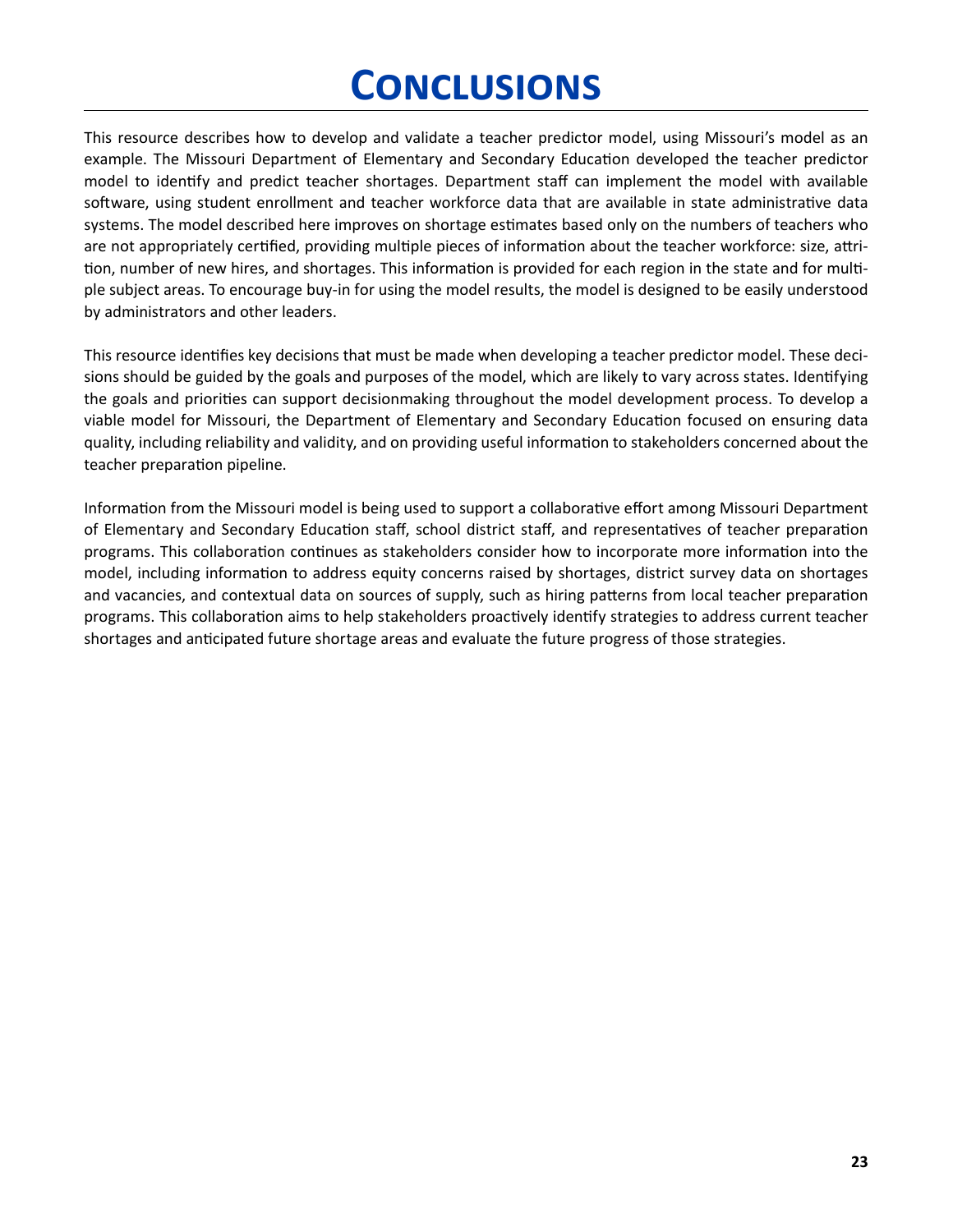# Conclusions

This resource describes how to develop and validate a teacher predictor model, using Missouri's model as an example. The Missouri Department of Elementary and Secondary Education developed the teacher predictor model to identify and predict teacher shortages. Department staff can implement the model with available software, using student enrollment and teacher workforce data that are available in state administrative data systems. The model described here improves on shortage estimates based only on the numbers of teachers who are not appropriately certified, providing multiple pieces of information about the teacher workforce: size, attrition, number of new hires, and shortages. This information is provided for each region in the state and for multiple subject areas. To encourage buy-in for using the model results, the model is designed to be easily understood by administrators and other leaders.

This resource identifies key decisions that must be made when developing a teacher predictor model. These decisions should be guided by the goals and purposes of the model, which are likely to vary across states. Identifying the goals and priorities can support decisionmaking throughout the model development process. To develop a viable model for Missouri, the Department of Elementary and Secondary Education focused on ensuring data quality, including reliability and validity, and on providing useful information to stakeholders concerned about the teacher preparation pipeline.

Information from the Missouri model is being used to support a collaborative effort among Missouri Department of Elementary and Secondary Education staff, school district staff, and representatives of teacher preparation programs. This collaboration continues as stakeholders consider how to incorporate more information into the model, including information to address equity concerns raised by shortages, district survey data on shortages and vacancies, and contextual data on sources of supply, such as hiring patterns from local teacher preparation programs. This collaboration aims to help stakeholders proactively identify strategies to address current teacher shortages and anticipated future shortage areas and evaluate the future progress of those strategies.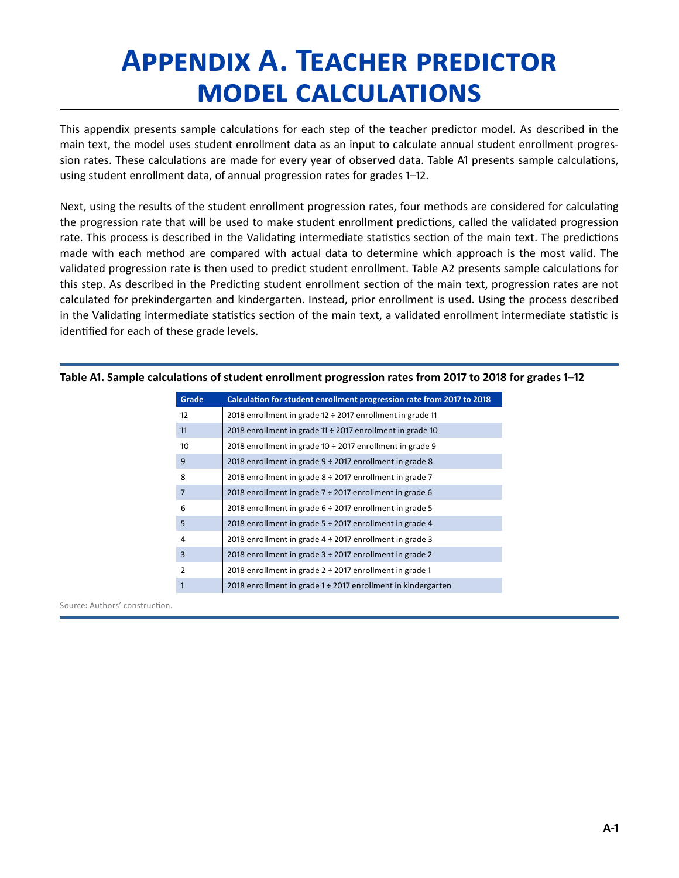# Appendix A. Teacher predictor model calculations

This appendix presents sample calculations for each step of the teacher predictor model. As described in the main text, the model uses student enrollment data as an input to calculate annual student enrollment progression rates. These calculations are made for every year of observed data. Table A1 presents sample calculations, using student enrollment data, of annual progression rates for grades 1–12.

Next, using the results of the student enrollment progression rates, four methods are considered for calculating the progression rate that will be used to make student enrollment predictions, called the validated progression rate. This process is described in the Validating intermediate statistics section of the main text. The predictions made with each method are compared with actual data to determine which approach is the most valid. The validated progression rate is then used to predict student enrollment. Table A2 presents sample calculations for this step. As described in the Predicting student enrollment section of the main text, progression rates are not calculated for prekindergarten and kindergarten. Instead, prior enrollment is used. Using the process described in the Validating intermediate statistics section of the main text, a validated enrollment intermediate statistic is identified for each of these grade levels.

**Table A1. Sample calculations of student enrollment progression rates from 2017 to 2018 for grades 1–12**

| Grade | Calculation for student enrollment progression rate from 2017 to 2018 |
|---|---|
| 12 | 2018 enrollment in grade 12 ÷ 2017 enrollment in grade 11 |
| 11 | 2018 enrollment in grade 11 ÷ 2017 enrollment in grade 10 |
| 10 | 2018 enrollment in grade 10 ÷ 2017 enrollment in grade 9 |
| 9 | 2018 enrollment in grade 9 ÷ 2017 enrollment in grade 8 |
| 8 | 2018 enrollment in grade 8 ÷ 2017 enrollment in grade 7 |
| 7 | 2018 enrollment in grade 7 ÷ 2017 enrollment in grade 6 |
| 6 | 2018 enrollment in grade 6 ÷ 2017 enrollment in grade 5 |
| 5 | 2018 enrollment in grade 5 ÷ 2017 enrollment in grade 4 |
| 4 | 2018 enrollment in grade 4 ÷ 2017 enrollment in grade 3 |
| 3 | 2018 enrollment in grade 3 ÷ 2017 enrollment in grade 2 |
| 2 | 2018 enrollment in grade 2 ÷ 2017 enrollment in grade 1 |
| 1 | 2018 enrollment in grade 1 ÷ 2017 enrollment in kindergarten |

Source: Authors' construction.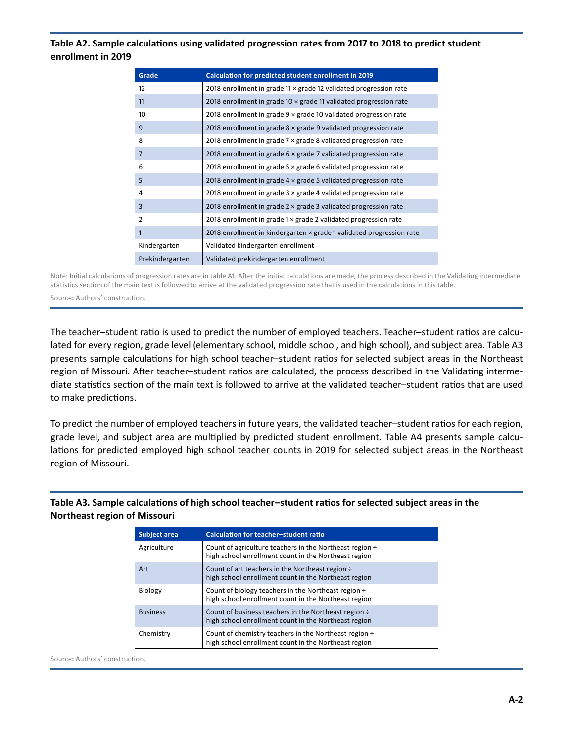**Table A2. Sample calculations using validated progression rates from 2017 to 2018 to predict student enrollment in 2019**

| Grade | Calculation for predicted student enrollment in 2019 |
|---|---|
| 12 | 2018 enrollment in grade 11 × grade 12 validated progression rate |
| 11 | 2018 enrollment in grade 10 × grade 11 validated progression rate |
| 10 | 2018 enrollment in grade 9 × grade 10 validated progression rate |
| 9 | 2018 enrollment in grade 8 × grade 9 validated progression rate |
| 8 | 2018 enrollment in grade 7 × grade 8 validated progression rate |
| 7 | 2018 enrollment in grade 6 × grade 7 validated progression rate |
| 6 | 2018 enrollment in grade 5 × grade 6 validated progression rate |
| 5 | 2018 enrollment in grade 4 × grade 5 validated progression rate |
| 4 | 2018 enrollment in grade 3 × grade 4 validated progression rate |
| 3 | 2018 enrollment in grade 2 × grade 3 validated progression rate |
| 2 | 2018 enrollment in grade 1 × grade 2 validated progression rate |
| 1 | 2018 enrollment in kindergarten × grade 1 validated progression rate |
| Kindergarten | Validated kindergarten enrollment |
| Prekindergarten | Validated prekindergarten enrollment |

Note: Initial calculations of progression rates are in table A1. After the initial calculations are made, the process described in the Validating intermediate statistics section of the main text is followed to arrive at the validated progression rate that is used in the calculations in this table.

Source: Authors' construction.

The teacher–student ratio is used to predict the number of employed teachers. Teacher–student ratios are calculated for every region, grade level (elementary school, middle school, and high school), and subject area. Table A3 presents sample calculations for high school teacher–student ratios for selected subject areas in the Northeast region of Missouri. After teacher–student ratios are calculated, the process described in the Validating intermediate statistics section of the main text is followed to arrive at the validated teacher–student ratios that are used to make predictions.

To predict the number of employed teachers in future years, the validated teacher–student ratios for each region, grade level, and subject area are multiplied by predicted student enrollment. Table A4 presents sample calculations for predicted employed high school teacher counts in 2019 for selected subject areas in the Northeast region of Missouri.

**Table A3. Sample calculations of high school teacher–student ratios for selected subject areas in the Northeast region of Missouri**

| Subject area | Calculation for teacher–student ratio |
|---|---|
| Agriculture | Count of agriculture teachers in the Northeast region ÷ high school enrollment count in the Northeast region |
| Art | Count of art teachers in the Northeast region ÷ high school enrollment count in the Northeast region |
| Biology | Count of biology teachers in the Northeast region ÷ high school enrollment count in the Northeast region |
| Business | Count of business teachers in the Northeast region ÷ high school enrollment count in the Northeast region |
| Chemistry | Count of chemistry teachers in the Northeast region ÷ high school enrollment count in the Northeast region |

Source: Authors' construction.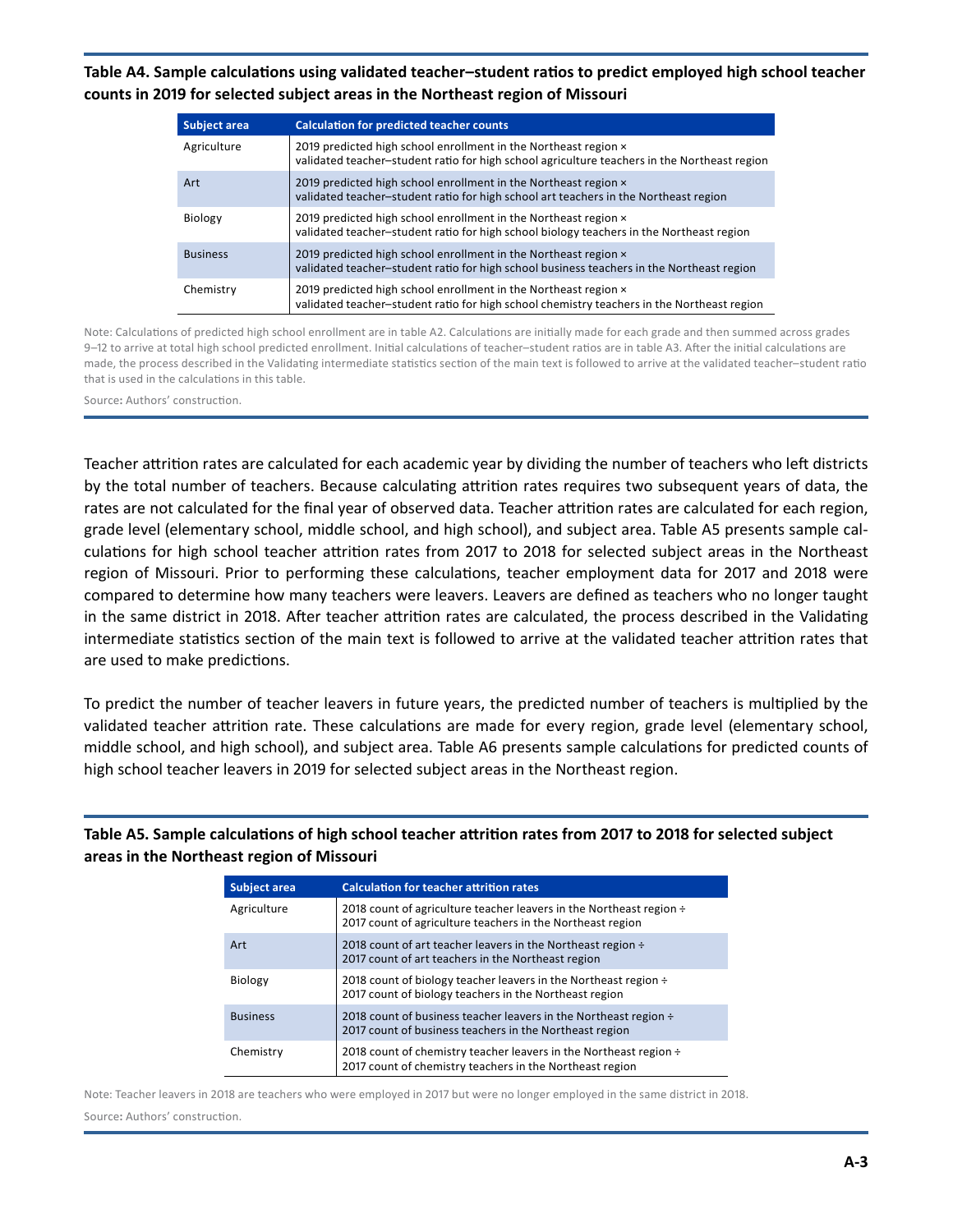**Table A4. Sample calculations using validated teacher–student ratios to predict employed high school teacher counts in 2019 for selected subject areas in the Northeast region of Missouri**

| Subject area | Calculation for predicted teacher counts |
|---|---|
| Agriculture | 2019 predicted high school enrollment in the Northeast region × validated teacher–student ratio for high school agriculture teachers in the Northeast region |
| Art | 2019 predicted high school enrollment in the Northeast region × validated teacher–student ratio for high school art teachers in the Northeast region |
| Biology | 2019 predicted high school enrollment in the Northeast region × validated teacher–student ratio for high school biology teachers in the Northeast region |
| Business | 2019 predicted high school enrollment in the Northeast region × validated teacher–student ratio for high school business teachers in the Northeast region |
| Chemistry | 2019 predicted high school enrollment in the Northeast region × validated teacher–student ratio for high school chemistry teachers in the Northeast region |

Note: Calculations of predicted high school enrollment are in table A2. Calculations are initially made for each grade and then summed across grades 9–12 to arrive at total high school predicted enrollment. Initial calculations of teacher–student ratios are in table A3. After the initial calculations are made, the process described in the Validating intermediate statistics section of the main text is followed to arrive at the validated teacher–student ratio that is used in the calculations in this table.

Source: Authors' construction.

Teacher attrition rates are calculated for each academic year by dividing the number of teachers who left districts by the total number of teachers. Because calculating attrition rates requires two subsequent years of data, the rates are not calculated for the final year of observed data. Teacher attrition rates are calculated for each region, grade level (elementary school, middle school, and high school), and subject area. Table A5 presents sample calculations for high school teacher attrition rates from 2017 to 2018 for selected subject areas in the Northeast region of Missouri. Prior to performing these calculations, teacher employment data for 2017 and 2018 were compared to determine how many teachers were leavers. Leavers are defined as teachers who no longer taught in the same district in 2018. After teacher attrition rates are calculated, the process described in the Validating intermediate statistics section of the main text is followed to arrive at the validated teacher attrition rates that are used to make predictions.

To predict the number of teacher leavers in future years, the predicted number of teachers is multiplied by the validated teacher attrition rate. These calculations are made for every region, grade level (elementary school, middle school, and high school), and subject area. Table A6 presents sample calculations for predicted counts of high school teacher leavers in 2019 for selected subject areas in the Northeast region.

**Table A5. Sample calculations of high school teacher attrition rates from 2017 to 2018 for selected subject areas in the Northeast region of Missouri**

| Subject area | Calculation for teacher attrition rates |
|---|---|
| Agriculture | 2018 count of agriculture teacher leavers in the Northeast region ÷ 2017 count of agriculture teachers in the Northeast region |
| Art | 2018 count of art teacher leavers in the Northeast region ÷ 2017 count of art teachers in the Northeast region |
| Biology | 2018 count of biology teacher leavers in the Northeast region ÷ 2017 count of biology teachers in the Northeast region |
| Business | 2018 count of business teacher leavers in the Northeast region ÷ 2017 count of business teachers in the Northeast region |
| Chemistry | 2018 count of chemistry teacher leavers in the Northeast region ÷ 2017 count of chemistry teachers in the Northeast region |

Note: Teacher leavers in 2018 are teachers who were employed in 2017 but were no longer employed in the same district in 2018.

Source: Authors' construction.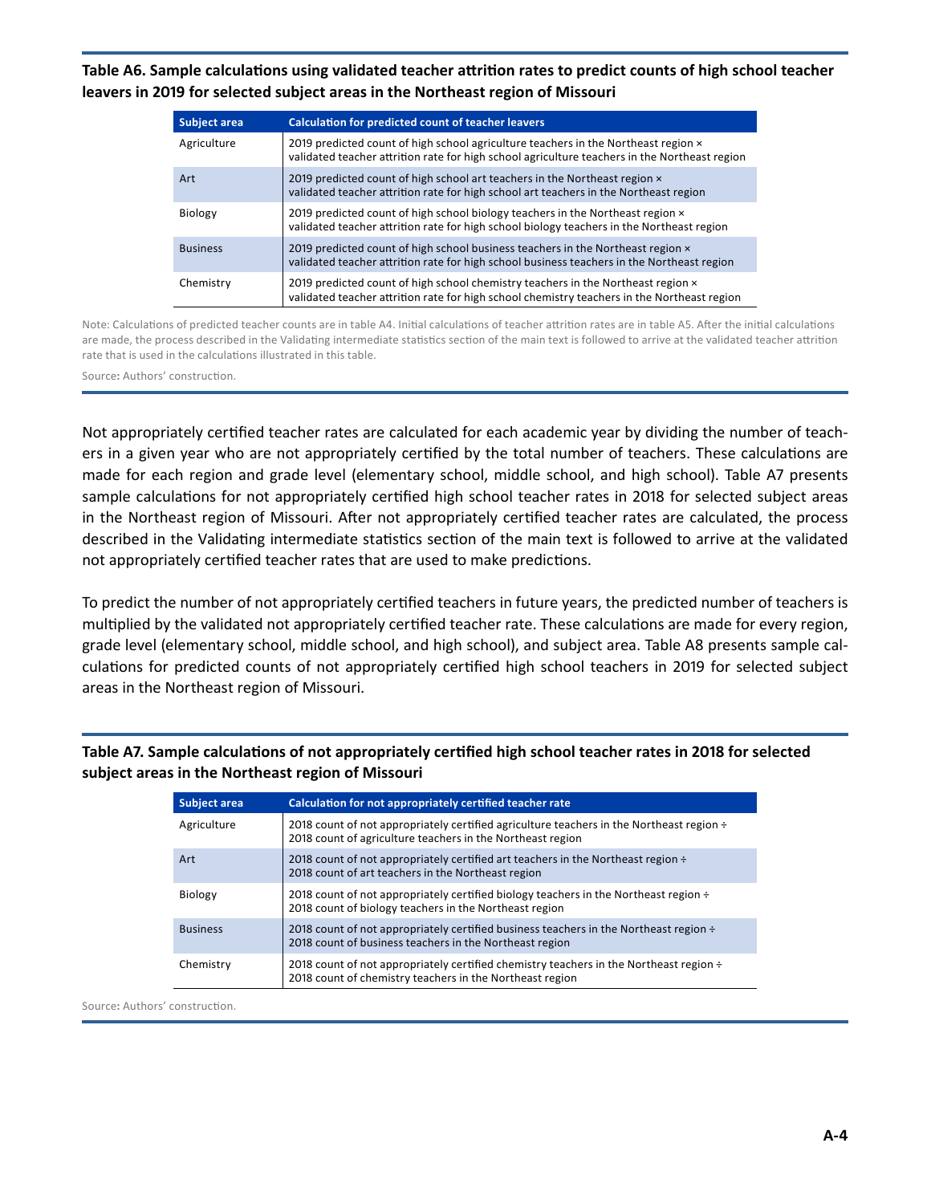**Table A6. Sample calculations using validated teacher attrition rates to predict counts of high school teacher leavers in 2019 for selected subject areas in the Northeast region of Missouri**

| Subject area | Calculation for predicted count of teacher leavers |
|---|---|
| Agriculture | 2019 predicted count of high school agriculture teachers in the Northeast region × validated teacher attrition rate for high school agriculture teachers in the Northeast region |
| Art | 2019 predicted count of high school art teachers in the Northeast region × validated teacher attrition rate for high school art teachers in the Northeast region |
| Biology | 2019 predicted count of high school biology teachers in the Northeast region × validated teacher attrition rate for high school biology teachers in the Northeast region |
| Business | 2019 predicted count of high school business teachers in the Northeast region × validated teacher attrition rate for high school business teachers in the Northeast region |
| Chemistry | 2019 predicted count of high school chemistry teachers in the Northeast region × validated teacher attrition rate for high school chemistry teachers in the Northeast region |

Note: Calculations of predicted teacher counts are in table A4. Initial calculations of teacher attrition rates are in table A5. After the initial calculations are made, the process described in the Validating intermediate statistics section of the main text is followed to arrive at the validated teacher attrition rate that is used in the calculations illustrated in this table.

Source: Authors' construction.

Not appropriately certified teacher rates are calculated for each academic year by dividing the number of teachers in a given year who are not appropriately certified by the total number of teachers. These calculations are made for each region and grade level (elementary school, middle school, and high school). Table A7 presents sample calculations for not appropriately certified high school teacher rates in 2018 for selected subject areas in the Northeast region of Missouri. After not appropriately certified teacher rates are calculated, the process described in the Validating intermediate statistics section of the main text is followed to arrive at the validated not appropriately certified teacher rates that are used to make predictions.

To predict the number of not appropriately certified teachers in future years, the predicted number of teachers is multiplied by the validated not appropriately certified teacher rate. These calculations are made for every region, grade level (elementary school, middle school, and high school), and subject area. Table A8 presents sample calculations for predicted counts of not appropriately certified high school teachers in 2019 for selected subject areas in the Northeast region of Missouri.

**Table A7. Sample calculations of not appropriately certified high school teacher rates in 2018 for selected subject areas in the Northeast region of Missouri**

| Subject area | Calculation for not appropriately certified teacher rate |
|---|---|
| Agriculture | 2018 count of not appropriately certified agriculture teachers in the Northeast region ÷ 2018 count of agriculture teachers in the Northeast region |
| Art | 2018 count of not appropriately certified art teachers in the Northeast region ÷ 2018 count of art teachers in the Northeast region |
| Biology | 2018 count of not appropriately certified biology teachers in the Northeast region ÷ 2018 count of biology teachers in the Northeast region |
| Business | 2018 count of not appropriately certified business teachers in the Northeast region ÷ 2018 count of business teachers in the Northeast region |
| Chemistry | 2018 count of not appropriately certified chemistry teachers in the Northeast region ÷ 2018 count of chemistry teachers in the Northeast region |

Source: Authors' construction.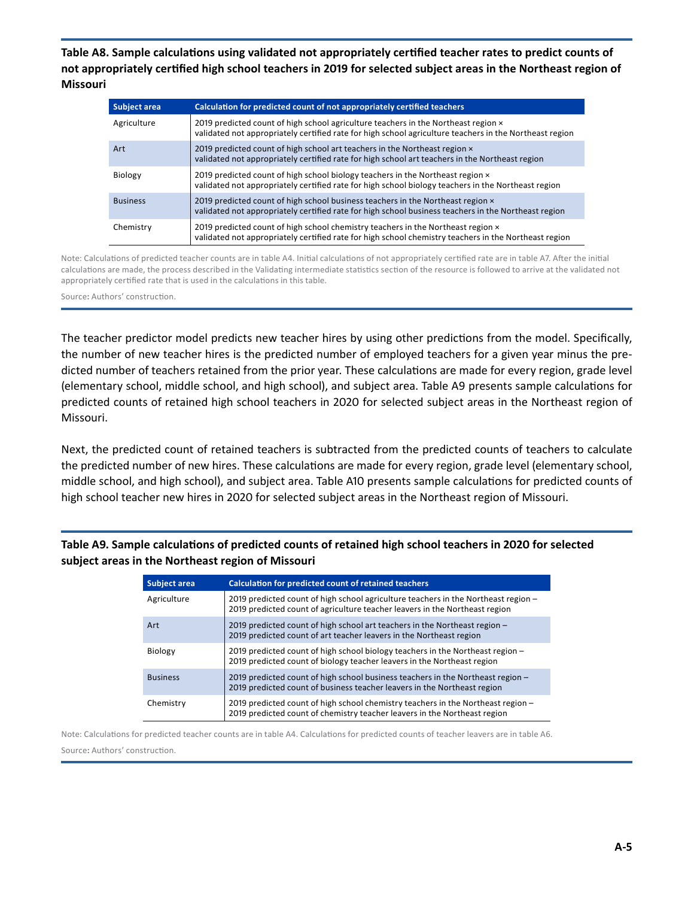**Table A8. Sample calculations using validated not appropriately certified teacher rates to predict counts of not appropriately certified high school teachers in 2019 for selected subject areas in the Northeast region of Missouri**

| Subject area | Calculation for predicted count of not appropriately certified teachers |
|---|---|
| Agriculture | 2019 predicted count of high school agriculture teachers in the Northeast region × validated not appropriately certified rate for high school agriculture teachers in the Northeast region |
| Art | 2019 predicted count of high school art teachers in the Northeast region × validated not appropriately certified rate for high school art teachers in the Northeast region |
| Biology | 2019 predicted count of high school biology teachers in the Northeast region × validated not appropriately certified rate for high school biology teachers in the Northeast region |
| Business | 2019 predicted count of high school business teachers in the Northeast region × validated not appropriately certified rate for high school business teachers in the Northeast region |
| Chemistry | 2019 predicted count of high school chemistry teachers in the Northeast region × validated not appropriately certified rate for high school chemistry teachers in the Northeast region |

Note: Calculations of predicted teacher counts are in table A4. Initial calculations of not appropriately certified rate are in table A7. After the initial calculations are made, the process described in the Validating intermediate statistics section of the resource is followed to arrive at the validated not appropriately certified rate that is used in the calculations in this table.

Source: Authors' construction.

The teacher predictor model predicts new teacher hires by using other predictions from the model. Specifically, the number of new teacher hires is the predicted number of employed teachers for a given year minus the predicted number of teachers retained from the prior year. These calculations are made for every region, grade level (elementary school, middle school, and high school), and subject area. Table A9 presents sample calculations for predicted counts of retained high school teachers in 2020 for selected subject areas in the Northeast region of Missouri.

Next, the predicted count of retained teachers is subtracted from the predicted counts of teachers to calculate the predicted number of new hires. These calculations are made for every region, grade level (elementary school, middle school, and high school), and subject area. Table A10 presents sample calculations for predicted counts of high school teacher new hires in 2020 for selected subject areas in the Northeast region of Missouri.

**Table A9. Sample calculations of predicted counts of retained high school teachers in 2020 for selected subject areas in the Northeast region of Missouri**

| Subject area | Calculation for predicted count of retained teachers |
|---|---|
| Agriculture | 2019 predicted count of high school agriculture teachers in the Northeast region – 2019 predicted count of agriculture teacher leavers in the Northeast region |
| Art | 2019 predicted count of high school art teachers in the Northeast region – 2019 predicted count of art teacher leavers in the Northeast region |
| Biology | 2019 predicted count of high school biology teachers in the Northeast region – 2019 predicted count of biology teacher leavers in the Northeast region |
| Business | 2019 predicted count of high school business teachers in the Northeast region – 2019 predicted count of business teacher leavers in the Northeast region |
| Chemistry | 2019 predicted count of high school chemistry teachers in the Northeast region – 2019 predicted count of chemistry teacher leavers in the Northeast region |

Note: Calculations for predicted teacher counts are in table A4. Calculations for predicted counts of teacher leavers are in table A6.

Source: Authors' construction.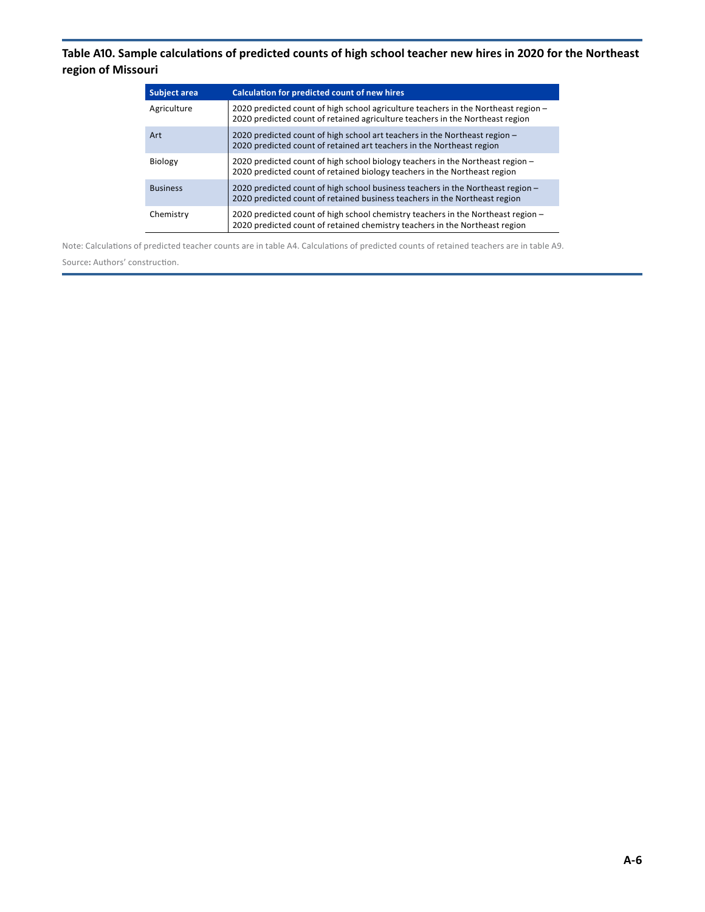**Table A10. Sample calculations of predicted counts of high school teacher new hires in 2020 for the Northeast region of Missouri**

| Subject area | Calculation for predicted count of new hires |
|---|---|
| Agriculture | 2020 predicted count of high school agriculture teachers in the Northeast region – 2020 predicted count of retained agriculture teachers in the Northeast region |
| Art | 2020 predicted count of high school art teachers in the Northeast region – 2020 predicted count of retained art teachers in the Northeast region |
| Biology | 2020 predicted count of high school biology teachers in the Northeast region – 2020 predicted count of retained biology teachers in the Northeast region |
| Business | 2020 predicted count of high school business teachers in the Northeast region – 2020 predicted count of retained business teachers in the Northeast region |
| Chemistry | 2020 predicted count of high school chemistry teachers in the Northeast region – 2020 predicted count of retained chemistry teachers in the Northeast region |

Note: Calculations of predicted teacher counts are in table A4. Calculations of predicted counts of retained teachers are in table A9.

Source: Authors' construction.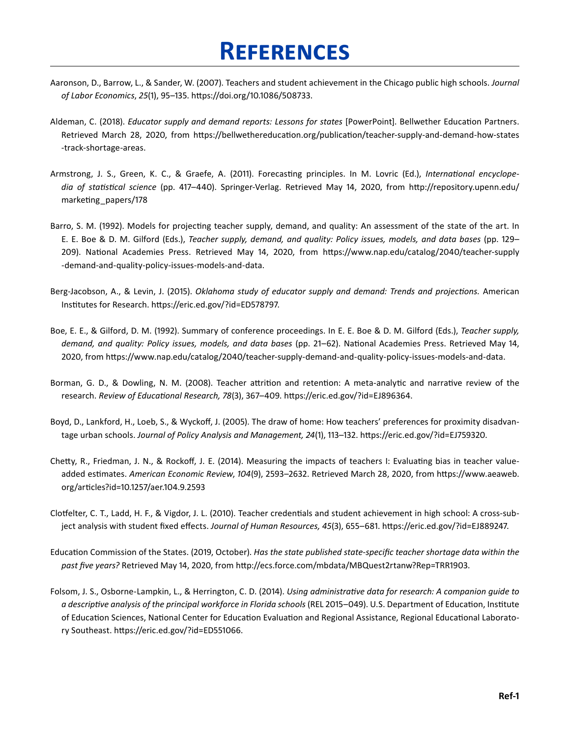# References

Aaronson, D., Barrow, L., & Sander, W. (2007). Teachers and student achievement in the Chicago public high schools. *Journal of Labor Economics*, *25*(1), 95–135. https://doi.org/10.1086/508733.

Aldeman, C. (2018). *Educator supply and demand reports: Lessons for states* [PowerPoint]. Bellwether Education Partners. Retrieved March 28, 2020, from https://bellwethereducation.org/publication/teacher-supply-and-demand-how-states-track-shortage-areas.

Armstrong, J. S., Green, K. C., & Graefe, A. (2011). Forecasting principles. In M. Lovric (Ed.), *International encyclopedia of statistical science* (pp. 417–440). Springer-Verlag. Retrieved May 14, 2020, from http://repository.upenn.edu/marketing_papers/178

Barro, S. M. (1992). Models for projecting teacher supply, demand, and quality: An assessment of the state of the art. In E. E. Boe & D. M. Gilford (Eds.), *Teacher supply, demand, and quality: Policy issues, models, and data bases* (pp. 129–209). National Academies Press. Retrieved May 14, 2020, from https://www.nap.edu/catalog/2040/teacher-supply-demand-and-quality-policy-issues-models-and-data.

Berg-Jacobson, A., & Levin, J. (2015). *Oklahoma study of educator supply and demand: Trends and projections.* American Institutes for Research. https://eric.ed.gov/?id=ED578797.

Boe, E. E., & Gilford, D. M. (1992). Summary of conference proceedings. In E. E. Boe & D. M. Gilford (Eds.), *Teacher supply, demand, and quality: Policy issues, models, and data bases* (pp. 21–62). National Academies Press. Retrieved May 14, 2020, from https://www.nap.edu/catalog/2040/teacher-supply-demand-and-quality-policy-issues-models-and-data.

Borman, G. D., & Dowling, N. M. (2008). Teacher attrition and retention: A meta-analytic and narrative review of the research. *Review of Educational Research, 78*(3), 367–409. https://eric.ed.gov/?id=EJ896364.

Boyd, D., Lankford, H., Loeb, S., & Wyckoff, J. (2005). The draw of home: How teachers' preferences for proximity disadvantage urban schools. *Journal of Policy Analysis and Management, 24*(1), 113–132. https://eric.ed.gov/?id=EJ759320.

Chetty, R., Friedman, J. N., & Rockoff, J. E. (2014). Measuring the impacts of teachers I: Evaluating bias in teacher value-added estimates. *American Economic Review*, *104*(9), 2593–2632. Retrieved March 28, 2020, from https://www.aeaweb.org/articles?id=10.1257/aer.104.9.2593

Clotfelter, C. T., Ladd, H. F., & Vigdor, J. L. (2010). Teacher credentials and student achievement in high school: A cross-subject analysis with student fixed effects. *Journal of Human Resources, 45*(3), 655–681. https://eric.ed.gov/?id=EJ889247.

Education Commission of the States. (2019, October). *Has the state published state-specific teacher shortage data within the past five years?* Retrieved May 14, 2020, from http://ecs.force.com/mbdata/MBQuest2rtanw?Rep=TRR1903.

Folsom, J. S., Osborne-Lampkin, L., & Herrington, C. D. (2014). *Using administrative data for research: A companion guide to a descriptive analysis of the principal workforce in Florida schools* (REL 2015–049). U.S. Department of Education, Institute of Education Sciences, National Center for Education Evaluation and Regional Assistance, Regional Educational Laboratory Southeast. https://eric.ed.gov/?id=ED551066.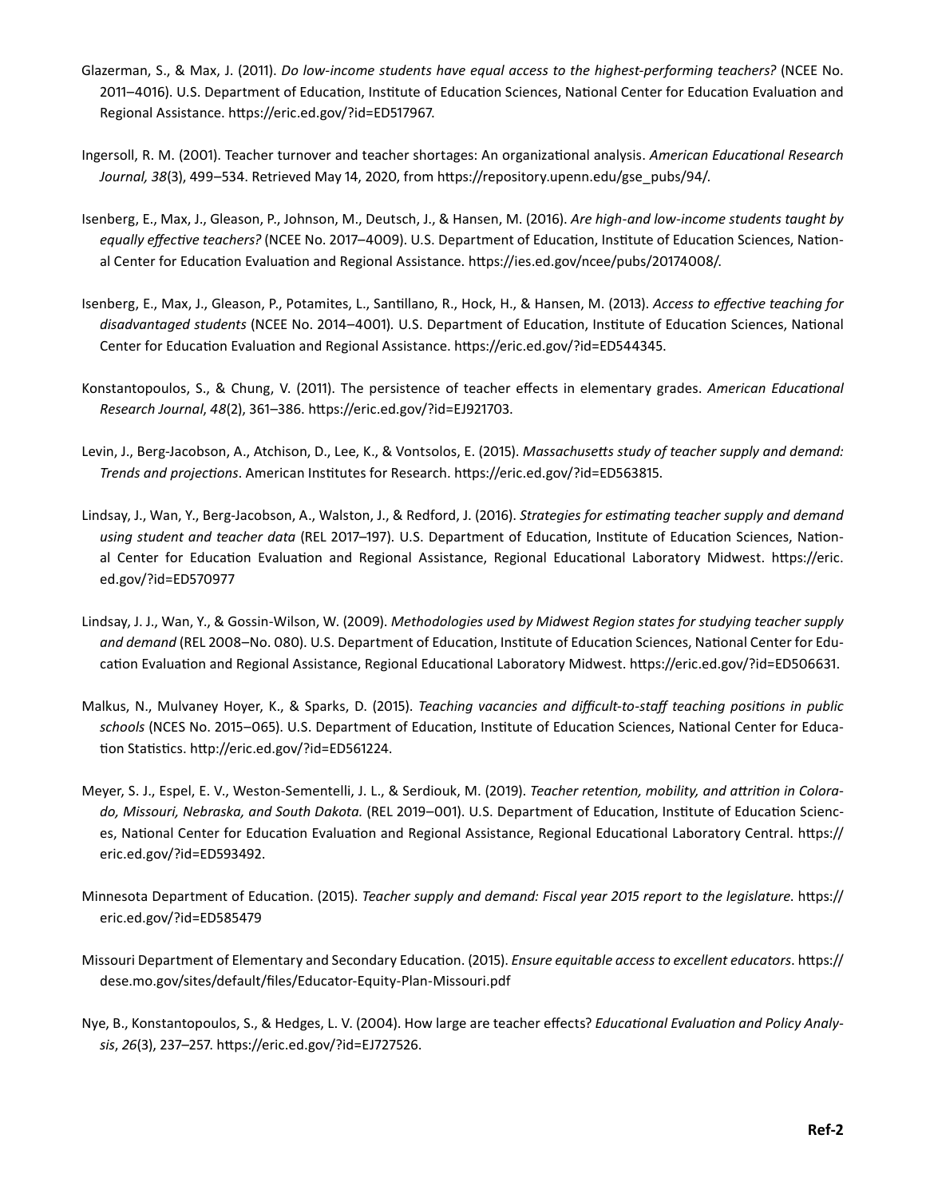Glazerman, S., & Max, J. (2011). *Do low-income students have equal access to the highest-performing teachers?* (NCEE No. 2011–4016). U.S. Department of Education, Institute of Education Sciences, National Center for Education Evaluation and Regional Assistance. https://eric.ed.gov/?id=ED517967.

Ingersoll, R. M. (2001). Teacher turnover and teacher shortages: An organizational analysis. *American Educational Research Journal, 38*(3), 499–534. Retrieved May 14, 2020, from https://repository.upenn.edu/gse_pubs/94/.

Isenberg, E., Max, J., Gleason, P., Johnson, M., Deutsch, J., & Hansen, M. (2016). *Are high-and low-income students taught by equally effective teachers?* (NCEE No. 2017–4009). U.S. Department of Education, Institute of Education Sciences, National Center for Education Evaluation and Regional Assistance. https://ies.ed.gov/ncee/pubs/20174008/.

Isenberg, E., Max, J., Gleason, P., Potamites, L., Santillano, R., Hock, H., & Hansen, M. (2013). *Access to effective teaching for disadvantaged students* (NCEE No. 2014–4001). U.S. Department of Education, Institute of Education Sciences, National Center for Education Evaluation and Regional Assistance. https://eric.ed.gov/?id=ED544345.

Konstantopoulos, S., & Chung, V. (2011). The persistence of teacher effects in elementary grades. *American Educational Research Journal*, *48*(2), 361–386. https://eric.ed.gov/?id=EJ921703.

Levin, J., Berg-Jacobson, A., Atchison, D., Lee, K., & Vontsolos, E. (2015). *Massachusetts study of teacher supply and demand: Trends and projections*. American Institutes for Research. https://eric.ed.gov/?id=ED563815.

Lindsay, J., Wan, Y., Berg-Jacobson, A., Walston, J., & Redford, J. (2016). *Strategies for estimating teacher supply and demand using student and teacher data* (REL 2017–197). U.S. Department of Education, Institute of Education Sciences, National Center for Education Evaluation and Regional Assistance, Regional Educational Laboratory Midwest. https://eric.ed.gov/?id=ED570977

Lindsay, J. J., Wan, Y., & Gossin-Wilson, W. (2009). *Methodologies used by Midwest Region states for studying teacher supply and demand* (REL 2008–No. 080). U.S. Department of Education, Institute of Education Sciences, National Center for Education Evaluation and Regional Assistance, Regional Educational Laboratory Midwest. https://eric.ed.gov/?id=ED506631.

Malkus, N., Mulvaney Hoyer, K., & Sparks, D. (2015). *Teaching vacancies and difficult-to-staff teaching positions in public schools* (NCES No. 2015–065). U.S. Department of Education, Institute of Education Sciences, National Center for Education Statistics. http://eric.ed.gov/?id=ED561224.

Meyer, S. J., Espel, E. V., Weston-Sementelli, J. L., & Serdiouk, M. (2019). *Teacher retention, mobility, and attrition in Colorado, Missouri, Nebraska, and South Dakota.* (REL 2019–001). U.S. Department of Education, Institute of Education Sciences, National Center for Education Evaluation and Regional Assistance, Regional Educational Laboratory Central. https://eric.ed.gov/?id=ED593492.

Minnesota Department of Education. (2015). *Teacher supply and demand: Fiscal year 2015 report to the legislature*. https://eric.ed.gov/?id=ED585479

Missouri Department of Elementary and Secondary Education. (2015). *Ensure equitable access to excellent educators*. https://dese.mo.gov/sites/default/files/Educator-Equity-Plan-Missouri.pdf

Nye, B., Konstantopoulos, S., & Hedges, L. V. (2004). How large are teacher effects? *Educational Evaluation and Policy Analysis*, *26*(3), 237–257. https://eric.ed.gov/?id=EJ727526.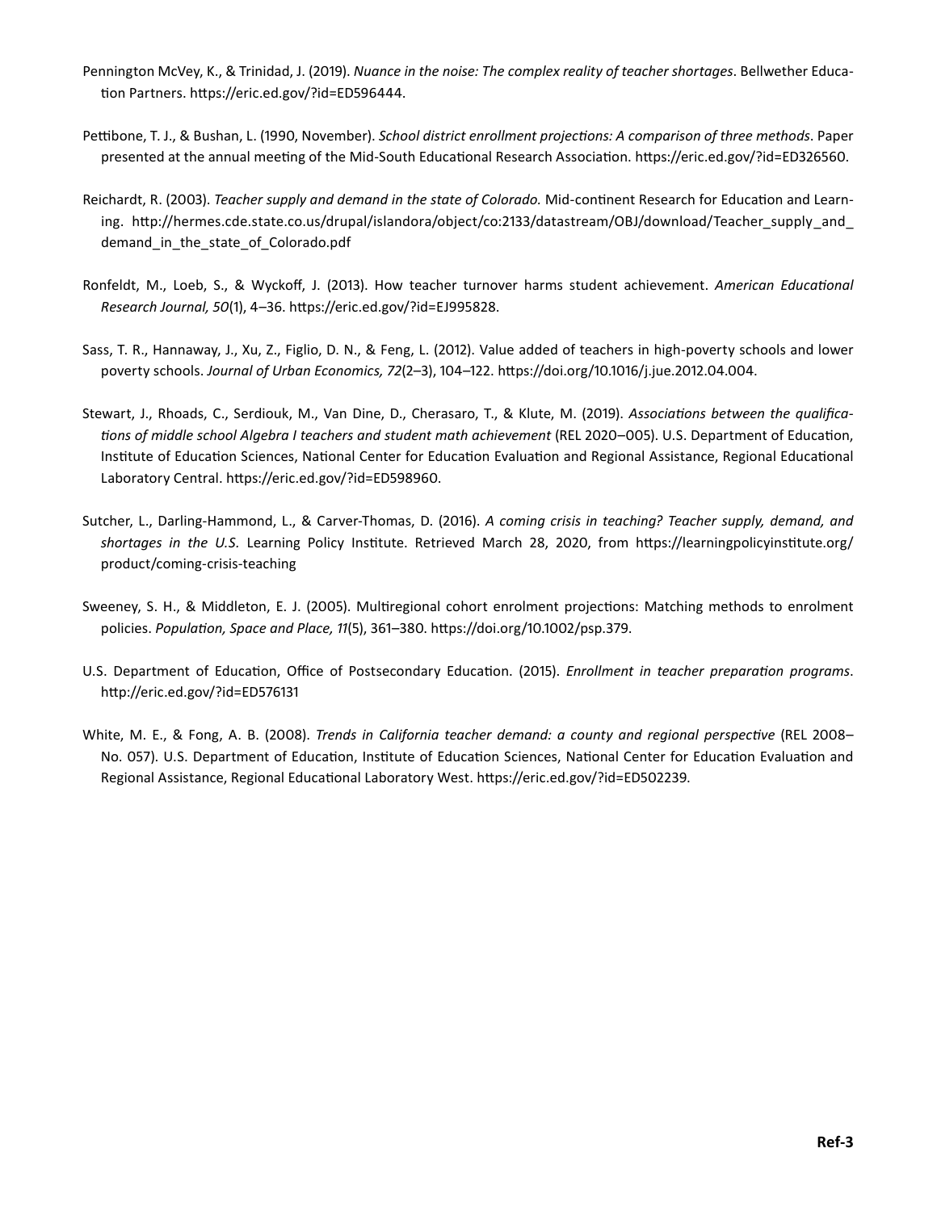Pennington McVey, K., & Trinidad, J. (2019). *Nuance in the noise: The complex reality of teacher shortages*. Bellwether Education Partners. https://eric.ed.gov/?id=ED596444.

Pettibone, T. J., & Bushan, L. (1990, November). *School district enrollment projections: A comparison of three methods*. Paper presented at the annual meeting of the Mid-South Educational Research Association. https://eric.ed.gov/?id=ED326560.

Reichardt, R. (2003). *Teacher supply and demand in the state of Colorado.* Mid-continent Research for Education and Learning. http://hermes.cde.state.co.us/drupal/islandora/object/co:2133/datastream/OBJ/download/Teacher_supply_and_demand_in_the_state_of_Colorado.pdf

Ronfeldt, M., Loeb, S., & Wyckoff, J. (2013). How teacher turnover harms student achievement. *American Educational Research Journal, 50*(1), 4–36. https://eric.ed.gov/?id=EJ995828.

Sass, T. R., Hannaway, J., Xu, Z., Figlio, D. N., & Feng, L. (2012). Value added of teachers in high-poverty schools and lower poverty schools. *Journal of Urban Economics, 72*(2–3), 104–122. https://doi.org/10.1016/j.jue.2012.04.004.

Stewart, J., Rhoads, C., Serdiouk, M., Van Dine, D., Cherasaro, T., & Klute, M. (2019). *Associations between the qualifications of middle school Algebra I teachers and student math achievement* (REL 2020–005). U.S. Department of Education, Institute of Education Sciences, National Center for Education Evaluation and Regional Assistance, Regional Educational Laboratory Central. https://eric.ed.gov/?id=ED598960.

Sutcher, L., Darling-Hammond, L., & Carver-Thomas, D. (2016). *A coming crisis in teaching? Teacher supply, demand, and shortages in the U.S.* Learning Policy Institute. Retrieved March 28, 2020, from https://learningpolicyinstitute.org/product/coming-crisis-teaching

Sweeney, S. H., & Middleton, E. J. (2005). Multiregional cohort enrolment projections: Matching methods to enrolment policies. *Population, Space and Place, 11*(5), 361–380. https://doi.org/10.1002/psp.379.

U.S. Department of Education, Office of Postsecondary Education. (2015). *Enrollment in teacher preparation programs*. http://eric.ed.gov/?id=ED576131

White, M. E., & Fong, A. B. (2008). *Trends in California teacher demand: a county and regional perspective* (REL 2008–No. 057). U.S. Department of Education, Institute of Education Sciences, National Center for Education Evaluation and Regional Assistance, Regional Educational Laboratory West. https://eric.ed.gov/?id=ED502239.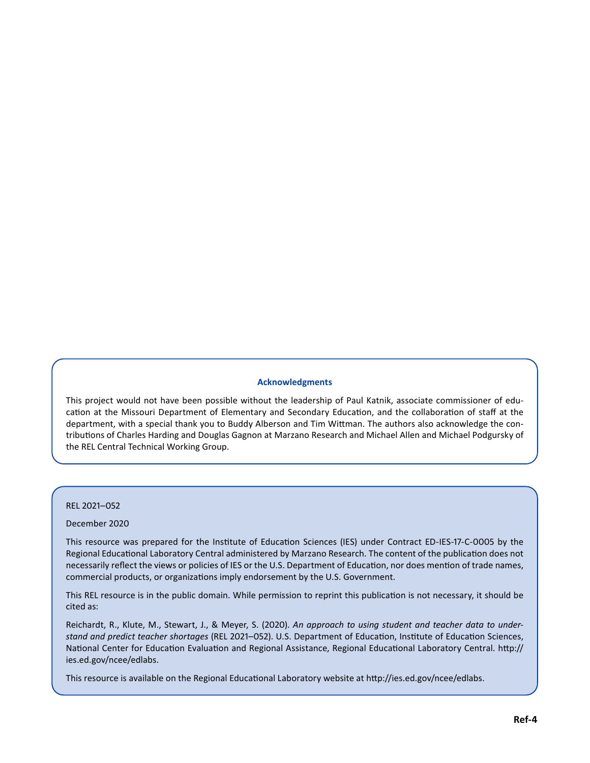## Acknowledgments

This project would not have been possible without the leadership of Paul Katnik, associate commissioner of education at the Missouri Department of Elementary and Secondary Education, and the collaboration of staff at the department, with a special thank you to Buddy Alberson and Tim Wittman. The authors also acknowledge the contributions of Charles Harding and Douglas Gagnon at Marzano Research and Michael Allen and Michael Podgursky of the REL Central Technical Working Group.

REL 2021–052

December 2020

This resource was prepared for the Institute of Education Sciences (IES) under Contract ED-IES-17-C-0005 by the Regional Educational Laboratory Central administered by Marzano Research. The content of the publication does not necessarily reflect the views or policies of IES or the U.S. Department of Education, nor does mention of trade names, commercial products, or organizations imply endorsement by the U.S. Government.

This REL resource is in the public domain. While permission to reprint this publication is not necessary, it should be cited as:

Reichardt, R., Klute, M., Stewart, J., & Meyer, S. (2020). *An approach to using student and teacher data to understand and predict teacher shortages* (REL 2021–052). U.S. Department of Education, Institute of Education Sciences, National Center for Education Evaluation and Regional Assistance, Regional Educational Laboratory Central. http://ies.ed.gov/ncee/edlabs.

This resource is available on the Regional Educational Laboratory website at http://ies.ed.gov/ncee/edlabs.